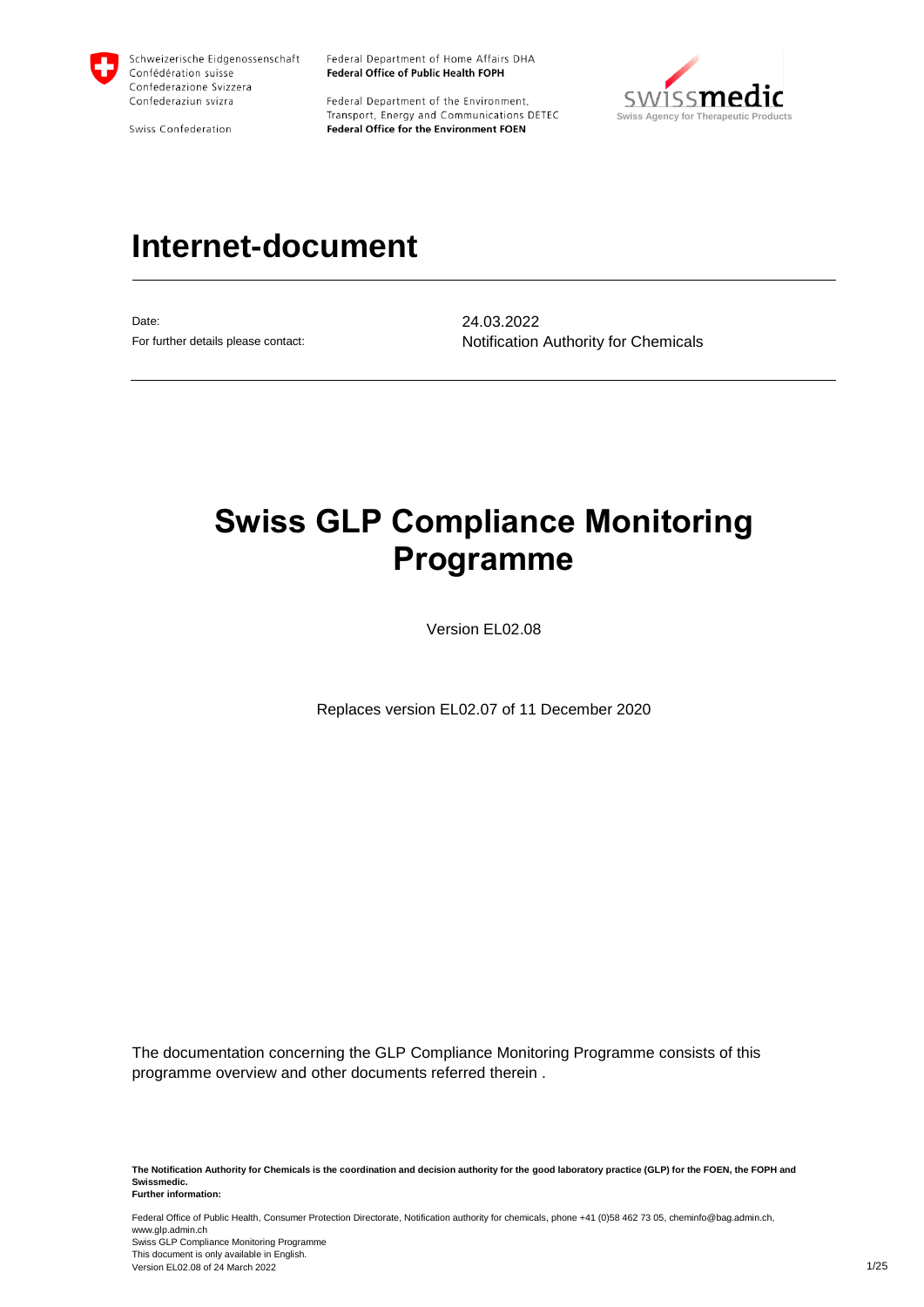Schweizerische Eidgenossenschaft
Confédération suisse
Confederazione Svizzera
Confederaziun svizra

Swiss Confederation

Federal Department of Home Affairs DHA
**Federal Office of Public Health FOPH**

Federal Department of the Environment, Transport, Energy and Communications DETEC
**Federal Office for the Environment FOEN**

swissmedic
Swiss Agency for Therapeutic Products

# Internet-document

| | |
|---|---|
| Date: | 24.03.2022 |
| For further details please contact: | Notification Authority for Chemicals |

# Swiss GLP Compliance Monitoring Programme

Version EL02.08

Replaces version EL02.07 of 11 December 2020

The documentation concerning the GLP Compliance Monitoring Programme consists of this programme overview and other documents referred therein .

**The Notification Authority for Chemicals is the coordination and decision authority for the good laboratory practice (GLP) for the FOEN, the FOPH and Swissmedic.**
**Further information:**

Federal Office of Public Health, Consumer Protection Directorate, Notification authority for chemicals, phone +41 (0)58 462 73 05, cheminfo@bag.admin.ch, www.glp.admin.ch
Swiss GLP Compliance Monitoring Programme
This document is only available in English.
Version EL02.08 of 24 March 2022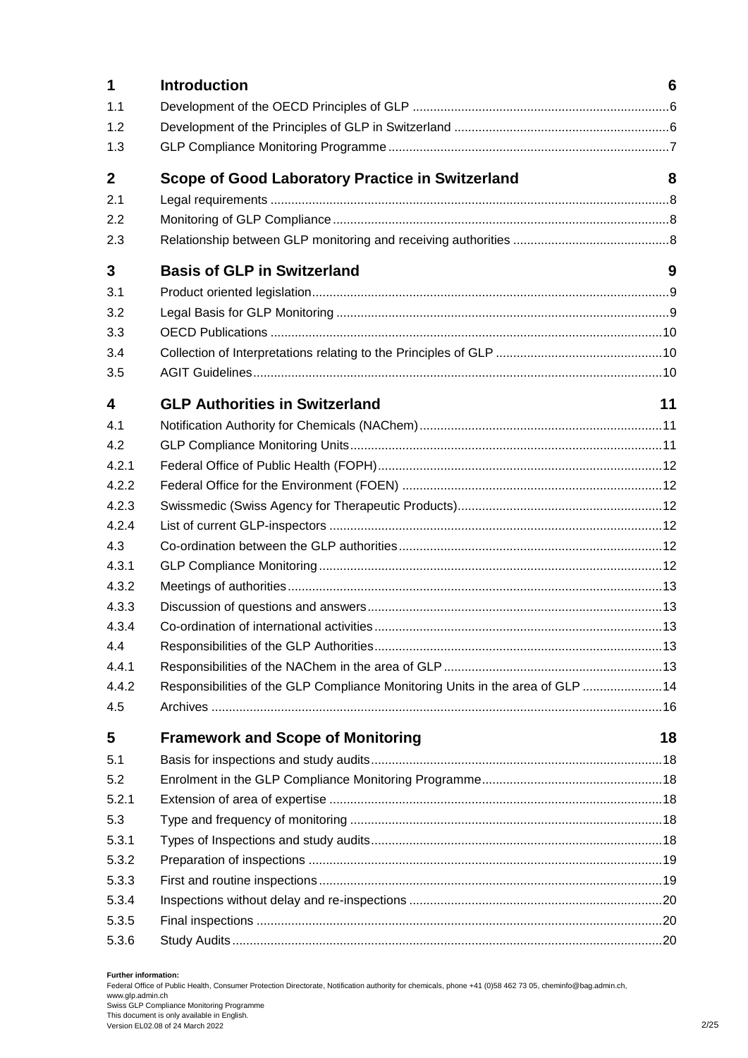| | | |
|---|---|---|
| **1** | **Introduction** | **6** |
| 1.1 | Development of the OECD Principles of GLP | 6 |
| 1.2 | Development of the Principles of GLP in Switzerland | 6 |
| 1.3 | GLP Compliance Monitoring Programme | 7 |
| **2** | **Scope of Good Laboratory Practice in Switzerland** | **8** |
| 2.1 | Legal requirements | 8 |
| 2.2 | Monitoring of GLP Compliance | 8 |
| 2.3 | Relationship between GLP monitoring and receiving authorities | 8 |
| **3** | **Basis of GLP in Switzerland** | **9** |
| 3.1 | Product oriented legislation | 9 |
| 3.2 | Legal Basis for GLP Monitoring | 9 |
| 3.3 | OECD Publications | 10 |
| 3.4 | Collection of Interpretations relating to the Principles of GLP | 10 |
| 3.5 | AGIT Guidelines | 10 |
| **4** | **GLP Authorities in Switzerland** | **11** |
| 4.1 | Notification Authority for Chemicals (NAChem) | 11 |
| 4.2 | GLP Compliance Monitoring Units | 11 |
| 4.2.1 | Federal Office of Public Health (FOPH) | 12 |
| 4.2.2 | Federal Office for the Environment (FOEN) | 12 |
| 4.2.3 | Swissmedic (Swiss Agency for Therapeutic Products) | 12 |
| 4.2.4 | List of current GLP-inspectors | 12 |
| 4.3 | Co-ordination between the GLP authorities | 12 |
| 4.3.1 | GLP Compliance Monitoring | 12 |
| 4.3.2 | Meetings of authorities | 13 |
| 4.3.3 | Discussion of questions and answers | 13 |
| 4.3.4 | Co-ordination of international activities | 13 |
| 4.4 | Responsibilities of the GLP Authorities | 13 |
| 4.4.1 | Responsibilities of the NAChem in the area of GLP | 13 |
| 4.4.2 | Responsibilities of the GLP Compliance Monitoring Units in the area of GLP | 14 |
| 4.5 | Archives | 16 |
| **5** | **Framework and Scope of Monitoring** | **18** |
| 5.1 | Basis for inspections and study audits | 18 |
| 5.2 | Enrolment in the GLP Compliance Monitoring Programme | 18 |
| 5.2.1 | Extension of area of expertise | 18 |
| 5.3 | Type and frequency of monitoring | 18 |
| 5.3.1 | Types of Inspections and study audits | 18 |
| 5.3.2 | Preparation of inspections | 19 |
| 5.3.3 | First and routine inspections | 19 |
| 5.3.4 | Inspections without delay and re-inspections | 20 |
| 5.3.5 | Final inspections | 20 |
| 5.3.6 | Study Audits | 20 |

**Further information:**
Federal Office of Public Health, Consumer Protection Directorate, Notification authority for chemicals, phone +41 (0)58 462 73 05, cheminfo@bag.admin.ch, www.glp.admin.ch
Swiss GLP Compliance Monitoring Programme
This document is only available in English.
Version EL02.08 of 24 March 2022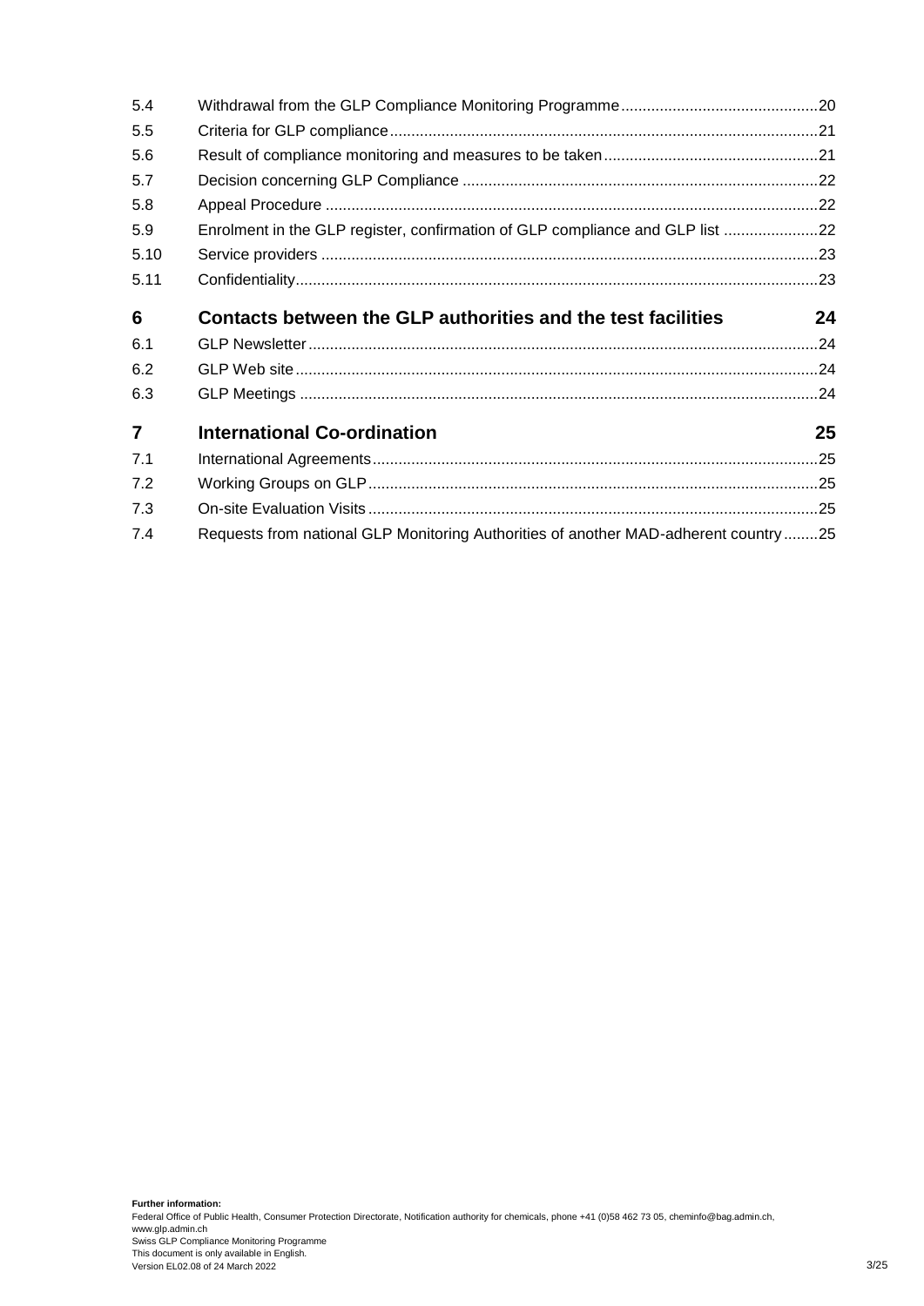| | | |
|---|---|---|
| 5.4 | Withdrawal from the GLP Compliance Monitoring Programme | 20 |
| 5.5 | Criteria for GLP compliance | 21 |
| 5.6 | Result of compliance monitoring and measures to be taken | 21 |
| 5.7 | Decision concerning GLP Compliance | 22 |
| 5.8 | Appeal Procedure | 22 |
| 5.9 | Enrolment in the GLP register, confirmation of GLP compliance and GLP list | 22 |
| 5.10 | Service providers | 23 |
| 5.11 | Confidentiality | 23 |
| **6** | **Contacts between the GLP authorities and the test facilities** | **24** |
| 6.1 | GLP Newsletter | 24 |
| 6.2 | GLP Web site | 24 |
| 6.3 | GLP Meetings | 24 |
| **7** | **International Co-ordination** | **25** |
| 7.1 | International Agreements | 25 |
| 7.2 | Working Groups on GLP | 25 |
| 7.3 | On-site Evaluation Visits | 25 |
| 7.4 | Requests from national GLP Monitoring Authorities of another MAD-adherent country | 25 |

**Further information:**
Federal Office of Public Health, Consumer Protection Directorate, Notification authority for chemicals, phone +41 (0)58 462 73 05, cheminfo@bag.admin.ch, www.glp.admin.ch
Swiss GLP Compliance Monitoring Programme
This document is only available in English.
Version EL02.08 of 24 March 2022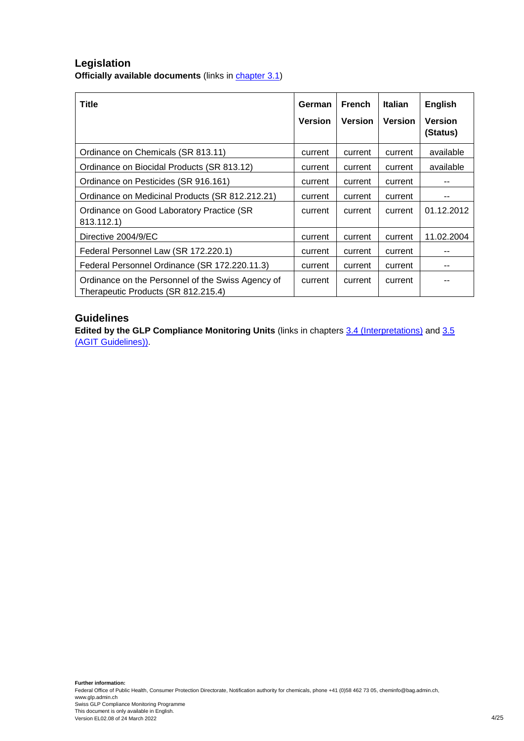## Legislation

**Officially available documents** (links in chapter 3.1)

| Title | German Version | French Version | Italian Version | English Version (Status) |
|---|---|---|---|---|
| Ordinance on Chemicals (SR 813.11) | current | current | current | available |
| Ordinance on Biocidal Products (SR 813.12) | current | current | current | available |
| Ordinance on Pesticides (SR 916.161) | current | current | current | -- |
| Ordinance on Medicinal Products (SR 812.212.21) | current | current | current | -- |
| Ordinance on Good Laboratory Practice (SR 813.112.1) | current | current | current | 01.12.2012 |
| Directive 2004/9/EC | current | current | current | 11.02.2004 |
| Federal Personnel Law (SR 172.220.1) | current | current | current | -- |
| Federal Personnel Ordinance (SR 172.220.11.3) | current | current | current | -- |
| Ordinance on the Personnel of the Swiss Agency of Therapeutic Products (SR 812.215.4) | current | current | current | -- |

## Guidelines

**Edited by the GLP Compliance Monitoring Units** (links in chapters 3.4 (Interpretations) and 3.5 (AGIT Guidelines)).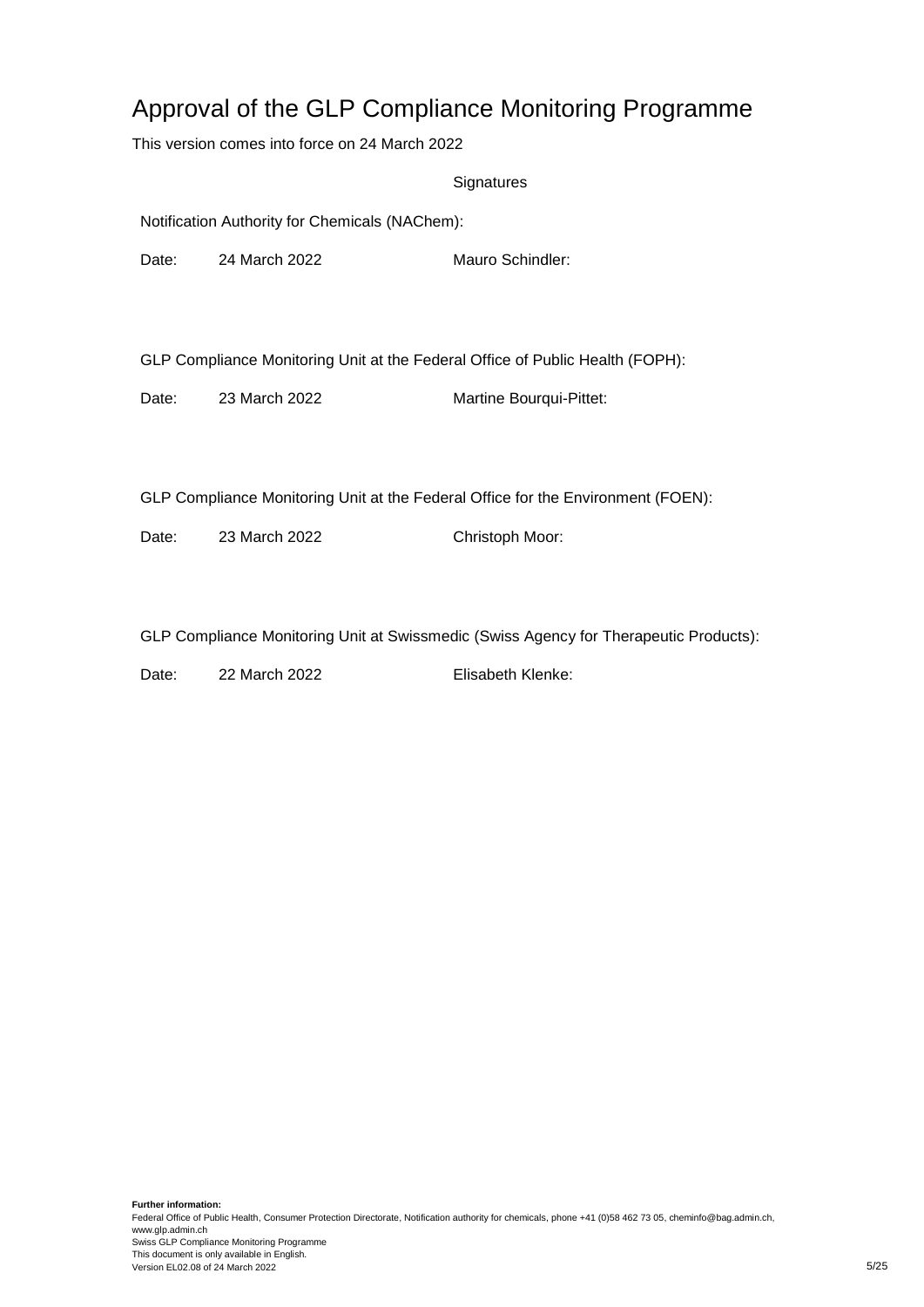# Approval of the GLP Compliance Monitoring Programme

This version comes into force on 24 March 2022

Signatures

Notification Authority for Chemicals (NAChem):

Date: 24 March 2022 Mauro Schindler:

GLP Compliance Monitoring Unit at the Federal Office of Public Health (FOPH):

Date: 23 March 2022 Martine Bourqui-Pittet:

GLP Compliance Monitoring Unit at the Federal Office for the Environment (FOEN):

Date: 23 March 2022 Christoph Moor:

GLP Compliance Monitoring Unit at Swissmedic (Swiss Agency for Therapeutic Products):

Date: 22 March 2022 Elisabeth Klenke: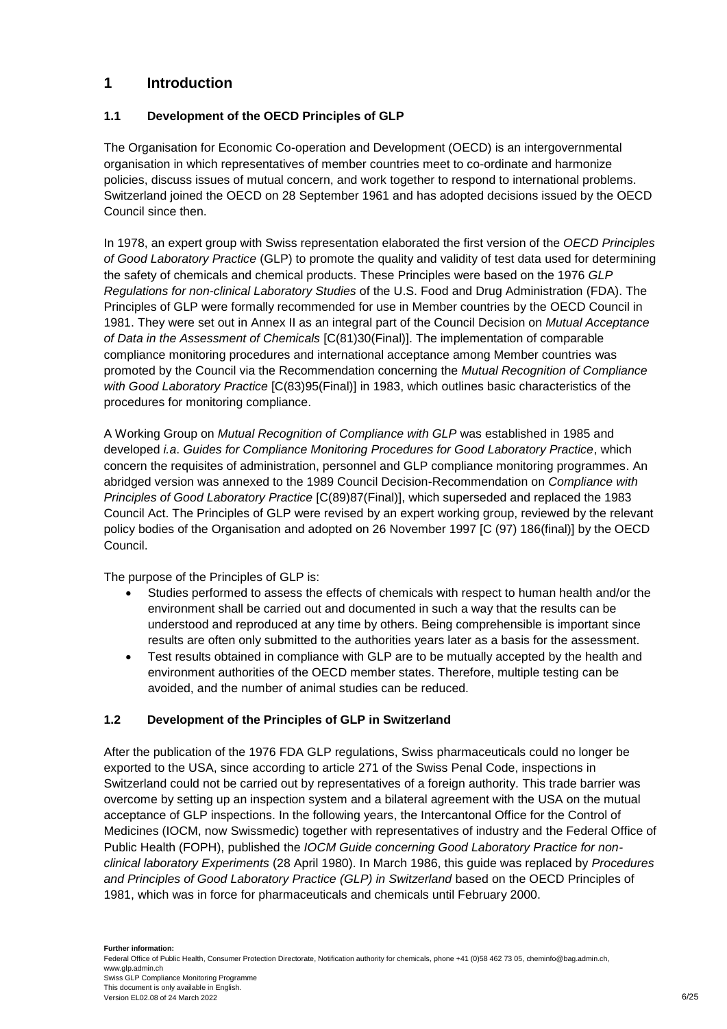# 1 Introduction

## 1.1 Development of the OECD Principles of GLP

The Organisation for Economic Co-operation and Development (OECD) is an intergovernmental organisation in which representatives of member countries meet to co-ordinate and harmonize policies, discuss issues of mutual concern, and work together to respond to international problems. Switzerland joined the OECD on 28 September 1961 and has adopted decisions issued by the OECD Council since then.

In 1978, an expert group with Swiss representation elaborated the first version of the *OECD Principles of Good Laboratory Practice* (GLP) to promote the quality and validity of test data used for determining the safety of chemicals and chemical products. These Principles were based on the 1976 *GLP Regulations for non-clinical Laboratory Studies* of the U.S. Food and Drug Administration (FDA). The Principles of GLP were formally recommended for use in Member countries by the OECD Council in 1981. They were set out in Annex II as an integral part of the Council Decision on *Mutual Acceptance of Data in the Assessment of Chemicals* [C(81)30(Final)]. The implementation of comparable compliance monitoring procedures and international acceptance among Member countries was promoted by the Council via the Recommendation concerning the *Mutual Recognition of Compliance with Good Laboratory Practice* [C(83)95(Final)] in 1983, which outlines basic characteristics of the procedures for monitoring compliance.

A Working Group on *Mutual Recognition of Compliance with GLP* was established in 1985 and developed *i.a*. *Guides for Compliance Monitoring Procedures for Good Laboratory Practice*, which concern the requisites of administration, personnel and GLP compliance monitoring programmes. An abridged version was annexed to the 1989 Council Decision-Recommendation on *Compliance with Principles of Good Laboratory Practice* [C(89)87(Final)], which superseded and replaced the 1983 Council Act. The Principles of GLP were revised by an expert working group, reviewed by the relevant policy bodies of the Organisation and adopted on 26 November 1997 [C (97) 186(final)] by the OECD Council.

The purpose of the Principles of GLP is:

- Studies performed to assess the effects of chemicals with respect to human health and/or the environment shall be carried out and documented in such a way that the results can be understood and reproduced at any time by others. Being comprehensible is important since results are often only submitted to the authorities years later as a basis for the assessment.
- Test results obtained in compliance with GLP are to be mutually accepted by the health and environment authorities of the OECD member states. Therefore, multiple testing can be avoided, and the number of animal studies can be reduced.

## 1.2 Development of the Principles of GLP in Switzerland

After the publication of the 1976 FDA GLP regulations, Swiss pharmaceuticals could no longer be exported to the USA, since according to article 271 of the Swiss Penal Code, inspections in Switzerland could not be carried out by representatives of a foreign authority. This trade barrier was overcome by setting up an inspection system and a bilateral agreement with the USA on the mutual acceptance of GLP inspections. In the following years, the Intercantonal Office for the Control of Medicines (IOCM, now Swissmedic) together with representatives of industry and the Federal Office of Public Health (FOPH), published the *IOCM Guide concerning Good Laboratory Practice for non-clinical laboratory Experiments* (28 April 1980). In March 1986, this guide was replaced by *Procedures and Principles of Good Laboratory Practice (GLP) in Switzerland* based on the OECD Principles of 1981, which was in force for pharmaceuticals and chemicals until February 2000.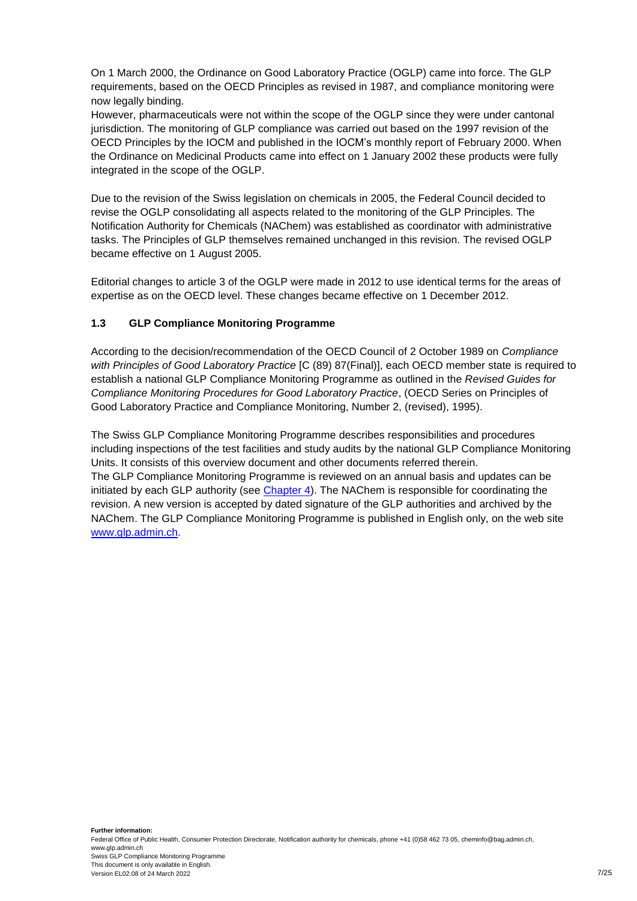On 1 March 2000, the Ordinance on Good Laboratory Practice (OGLP) came into force. The GLP requirements, based on the OECD Principles as revised in 1987, and compliance monitoring were now legally binding.
However, pharmaceuticals were not within the scope of the OGLP since they were under cantonal jurisdiction. The monitoring of GLP compliance was carried out based on the 1997 revision of the OECD Principles by the IOCM and published in the IOCM's monthly report of February 2000. When the Ordinance on Medicinal Products came into effect on 1 January 2002 these products were fully integrated in the scope of the OGLP.

Due to the revision of the Swiss legislation on chemicals in 2005, the Federal Council decided to revise the OGLP consolidating all aspects related to the monitoring of the GLP Principles. The Notification Authority for Chemicals (NAChem) was established as coordinator with administrative tasks. The Principles of GLP themselves remained unchanged in this revision. The revised OGLP became effective on 1 August 2005.

Editorial changes to article 3 of the OGLP were made in 2012 to use identical terms for the areas of expertise as on the OECD level. These changes became effective on 1 December 2012.

### 1.3 GLP Compliance Monitoring Programme

According to the decision/recommendation of the OECD Council of 2 October 1989 on *Compliance with Principles of Good Laboratory Practice* [C (89) 87(Final)], each OECD member state is required to establish a national GLP Compliance Monitoring Programme as outlined in the *Revised Guides for Compliance Monitoring Procedures for Good Laboratory Practice*, (OECD Series on Principles of Good Laboratory Practice and Compliance Monitoring, Number 2, (revised), 1995).

The Swiss GLP Compliance Monitoring Programme describes responsibilities and procedures including inspections of the test facilities and study audits by the national GLP Compliance Monitoring Units. It consists of this overview document and other documents referred therein.
The GLP Compliance Monitoring Programme is reviewed on an annual basis and updates can be initiated by each GLP authority (see Chapter 4). The NAChem is responsible for coordinating the revision. A new version is accepted by dated signature of the GLP authorities and archived by the NAChem. The GLP Compliance Monitoring Programme is published in English only, on the web site www.glp.admin.ch.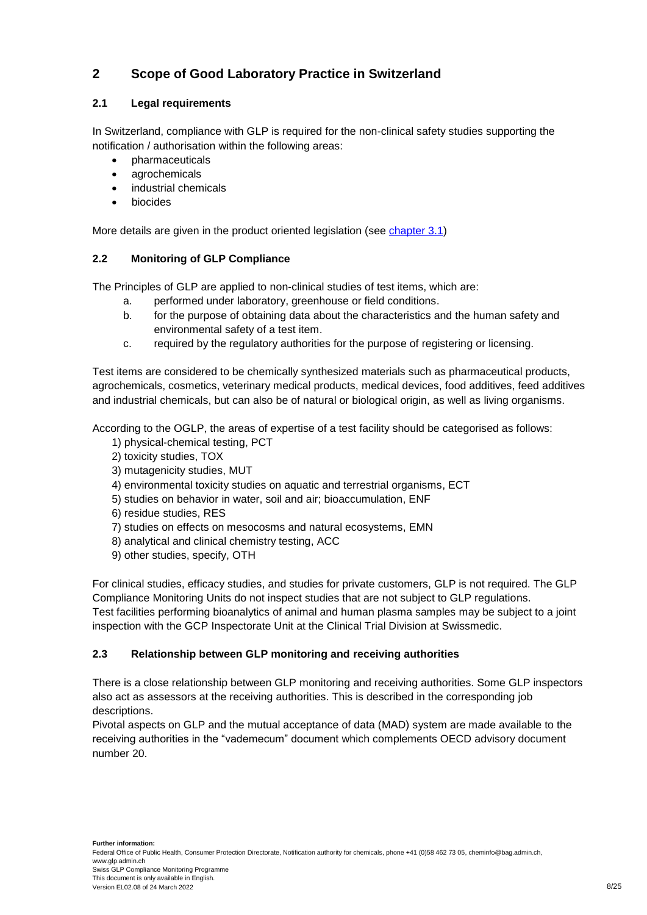# 2 Scope of Good Laboratory Practice in Switzerland

## 2.1 Legal requirements

In Switzerland, compliance with GLP is required for the non-clinical safety studies supporting the notification / authorisation within the following areas:

- pharmaceuticals
- agrochemicals
- industrial chemicals
- biocides

More details are given in the product oriented legislation (see chapter 3.1)

## 2.2 Monitoring of GLP Compliance

The Principles of GLP are applied to non-clinical studies of test items, which are:

a. performed under laboratory, greenhouse or field conditions.
b. for the purpose of obtaining data about the characteristics and the human safety and environmental safety of a test item.
c. required by the regulatory authorities for the purpose of registering or licensing.

Test items are considered to be chemically synthesized materials such as pharmaceutical products, agrochemicals, cosmetics, veterinary medical products, medical devices, food additives, feed additives and industrial chemicals, but can also be of natural or biological origin, as well as living organisms.

According to the OGLP, the areas of expertise of a test facility should be categorised as follows:

1) physical-chemical testing, PCT
2) toxicity studies, TOX
3) mutagenicity studies, MUT
4) environmental toxicity studies on aquatic and terrestrial organisms, ECT
5) studies on behavior in water, soil and air; bioaccumulation, ENF
6) residue studies, RES
7) studies on effects on mesocosms and natural ecosystems, EMN
8) analytical and clinical chemistry testing, ACC
9) other studies, specify, OTH

For clinical studies, efficacy studies, and studies for private customers, GLP is not required. The GLP Compliance Monitoring Units do not inspect studies that are not subject to GLP regulations.
Test facilities performing bioanalytics of animal and human plasma samples may be subject to a joint inspection with the GCP Inspectorate Unit at the Clinical Trial Division at Swissmedic.

## 2.3 Relationship between GLP monitoring and receiving authorities

There is a close relationship between GLP monitoring and receiving authorities. Some GLP inspectors also act as assessors at the receiving authorities. This is described in the corresponding job descriptions.
Pivotal aspects on GLP and the mutual acceptance of data (MAD) system are made available to the receiving authorities in the "vademecum" document which complements OECD advisory document number 20.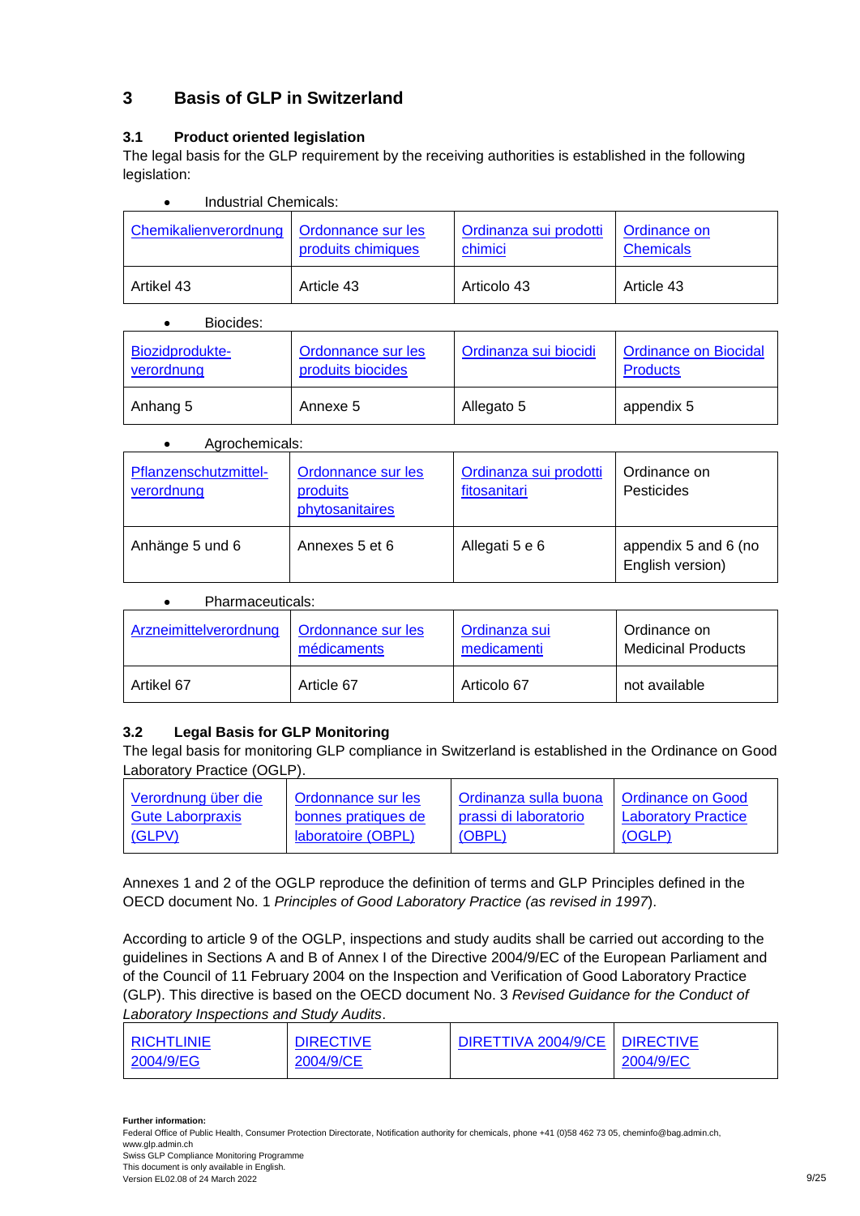## 3 Basis of GLP in Switzerland

### 3.1 Product oriented legislation

The legal basis for the GLP requirement by the receiving authorities is established in the following legislation:

- Industrial Chemicals:

| Chemikalienverordnung | Ordonnance sur les produits chimiques | Ordinanza sui prodotti chimici | Ordinance on Chemicals |
|---|---|---|---|
| Artikel 43 | Article 43 | Articolo 43 | Article 43 |

- Biocides:

| Biozidprodukte-verordnung | Ordonnance sur les produits biocides | Ordinanza sui biocidi | Ordinance on Biocidal Products |
|---|---|---|---|
| Anhang 5 | Annexe 5 | Allegato 5 | appendix 5 |

- Agrochemicals:

| Pflanzenschutzmittel-verordnung | Ordonnance sur les produits phytosanitaires | Ordinanza sui prodotti fitosanitari | Ordinance on Pesticides |
|---|---|---|---|
| Anhänge 5 und 6 | Annexes 5 et 6 | Allegati 5 e 6 | appendix 5 and 6 (no English version) |

- Pharmaceuticals:

| Arzneimittelverordnung | Ordonnance sur les médicaments | Ordinanza sui medicamenti | Ordinance on Medicinal Products |
|---|---|---|---|
| Artikel 67 | Article 67 | Articolo 67 | not available |

### 3.2 Legal Basis for GLP Monitoring

The legal basis for monitoring GLP compliance in Switzerland is established in the Ordinance on Good Laboratory Practice (OGLP).

| Verordnung über die Gute Laborpraxis (GLPV) | Ordonnance sur les bonnes pratiques de laboratoire (OBPL) | Ordinanza sulla buona prassi di laboratorio (OBPL) | Ordinance on Good Laboratory Practice (OGLP) |
|---|---|---|---|

Annexes 1 and 2 of the OGLP reproduce the definition of terms and GLP Principles defined in the OECD document No. 1 *Principles of Good Laboratory Practice (as revised in 1997*).

According to article 9 of the OGLP, inspections and study audits shall be carried out according to the guidelines in Sections A and B of Annex I of the Directive 2004/9/EC of the European Parliament and of the Council of 11 February 2004 on the Inspection and Verification of Good Laboratory Practice (GLP). This directive is based on the OECD document No. 3 *Revised Guidance for the Conduct of Laboratory Inspections and Study Audits*.

| RICHTLINIE 2004/9/EG | DIRECTIVE 2004/9/CE | DIRETTIVA 2004/9/CE | DIRECTIVE 2004/9/EC |
|---|---|---|---|

**Further information:**
Federal Office of Public Health, Consumer Protection Directorate, Notification authority for chemicals, phone +41 (0)58 462 73 05, cheminfo@bag.admin.ch, www.glp.admin.ch
Swiss GLP Compliance Monitoring Programme
This document is only available in English.
Version EL02.08 of 24 March 2022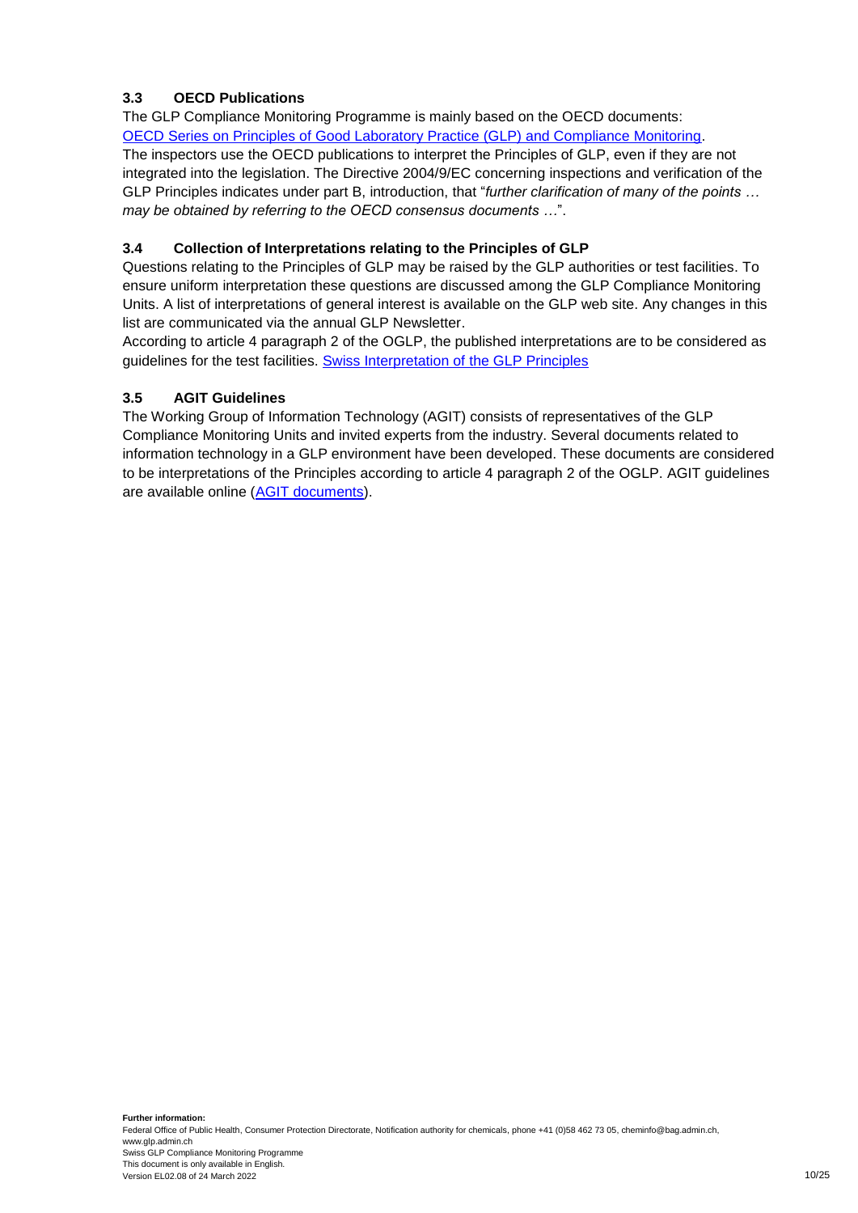### 3.3 OECD Publications

The GLP Compliance Monitoring Programme is mainly based on the OECD documents:
[OECD Series on Principles of Good Laboratory Practice (GLP) and Compliance Monitoring](OECD Series on Principles of Good Laboratory Practice (GLP) and Compliance Monitoring).
The inspectors use the OECD publications to interpret the Principles of GLP, even if they are not integrated into the legislation. The Directive 2004/9/EC concerning inspections and verification of the GLP Principles indicates under part B, introduction, that "*further clarification of many of the points … may be obtained by referring to the OECD consensus documents …*".

### 3.4 Collection of Interpretations relating to the Principles of GLP

Questions relating to the Principles of GLP may be raised by the GLP authorities or test facilities. To ensure uniform interpretation these questions are discussed among the GLP Compliance Monitoring Units. A list of interpretations of general interest is available on the GLP web site. Any changes in this list are communicated via the annual GLP Newsletter.
According to article 4 paragraph 2 of the OGLP, the published interpretations are to be considered as guidelines for the test facilities. Swiss Interpretation of the GLP Principles

### 3.5 AGIT Guidelines

The Working Group of Information Technology (AGIT) consists of representatives of the GLP Compliance Monitoring Units and invited experts from the industry. Several documents related to information technology in a GLP environment have been developed. These documents are considered to be interpretations of the Principles according to article 4 paragraph 2 of the OGLP. AGIT guidelines are available online (AGIT documents).

**Further information:**
Federal Office of Public Health, Consumer Protection Directorate, Notification authority for chemicals, phone +41 (0)58 462 73 05, cheminfo@bag.admin.ch, www.glp.admin.ch
Swiss GLP Compliance Monitoring Programme
This document is only available in English.
Version EL02.08 of 24 March 2022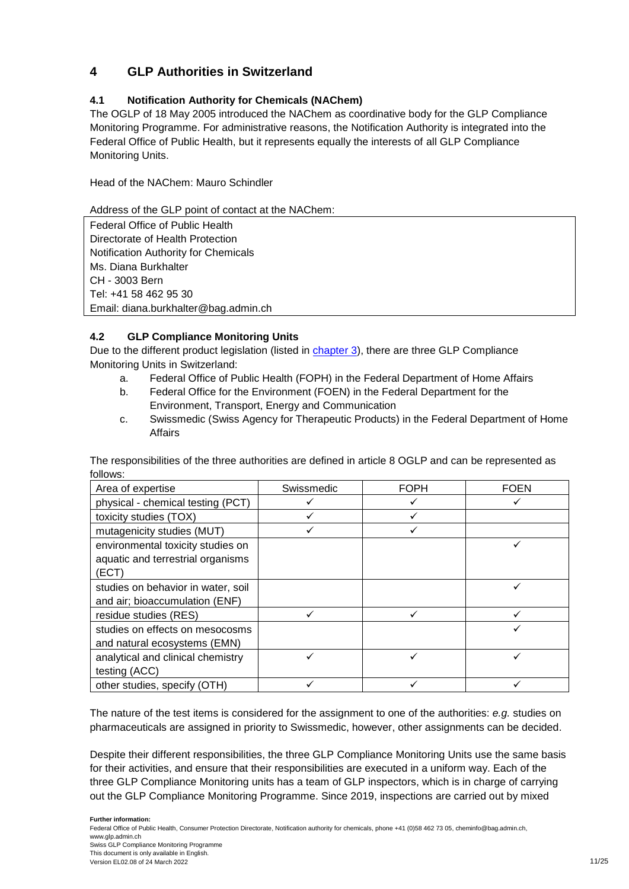# 4 GLP Authorities in Switzerland

## 4.1 Notification Authority for Chemicals (NAChem)

The OGLP of 18 May 2005 introduced the NAChem as coordinative body for the GLP Compliance Monitoring Programme. For administrative reasons, the Notification Authority is integrated into the Federal Office of Public Health, but it represents equally the interests of all GLP Compliance Monitoring Units.

Head of the NAChem: Mauro Schindler

Address of the GLP point of contact at the NAChem:

| Federal Office of Public Health<br>Directorate of Health Protection<br>Notification Authority for Chemicals<br>Ms. Diana Burkhalter<br>CH - 3003 Bern<br>Tel: +41 58 462 95 30<br>Email: diana.burkhalter@bag.admin.ch |
|---|

## 4.2 GLP Compliance Monitoring Units

Due to the different product legislation (listed in chapter 3), there are three GLP Compliance Monitoring Units in Switzerland:

a. Federal Office of Public Health (FOPH) in the Federal Department of Home Affairs
b. Federal Office for the Environment (FOEN) in the Federal Department for the Environment, Transport, Energy and Communication
c. Swissmedic (Swiss Agency for Therapeutic Products) in the Federal Department of Home Affairs

The responsibilities of the three authorities are defined in article 8 OGLP and can be represented as follows:

| Area of expertise | Swissmedic | FOPH | FOEN |
|---|---|---|---|
| physical - chemical testing (PCT) | ✓ | ✓ | ✓ |
| toxicity studies (TOX) | ✓ | ✓ | |
| mutagenicity studies (MUT) | ✓ | ✓ | |
| environmental toxicity studies on aquatic and terrestrial organisms (ECT) | | | ✓ |
| studies on behavior in water, soil and air; bioaccumulation (ENF) | | | ✓ |
| residue studies (RES) | ✓ | ✓ | ✓ |
| studies on effects on mesocosms and natural ecosystems (EMN) | | | ✓ |
| analytical and clinical chemistry testing (ACC) | ✓ | ✓ | ✓ |
| other studies, specify (OTH) | ✓ | ✓ | ✓ |

The nature of the test items is considered for the assignment to one of the authorities: *e.g.* studies on pharmaceuticals are assigned in priority to Swissmedic, however, other assignments can be decided.

Despite their different responsibilities, the three GLP Compliance Monitoring Units use the same basis for their activities, and ensure that their responsibilities are executed in a uniform way. Each of the three GLP Compliance Monitoring units has a team of GLP inspectors, which is in charge of carrying out the GLP Compliance Monitoring Programme. Since 2019, inspections are carried out by mixed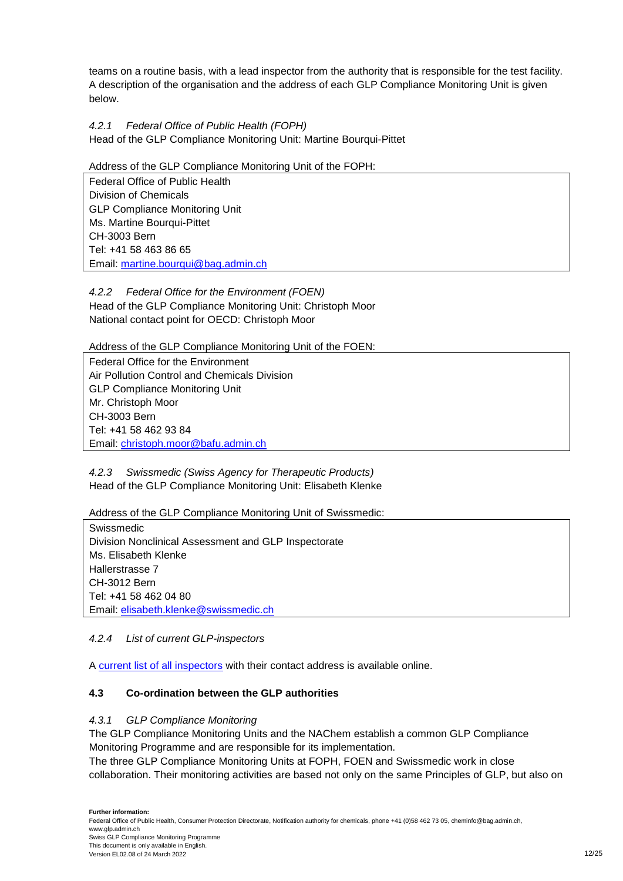teams on a routine basis, with a lead inspector from the authority that is responsible for the test facility. A description of the organisation and the address of each GLP Compliance Monitoring Unit is given below.

#### *4.2.1 Federal Office of Public Health (FOPH)*

Head of the GLP Compliance Monitoring Unit: Martine Bourqui-Pittet

Address of the GLP Compliance Monitoring Unit of the FOPH:

| Federal Office of Public Health<br>Division of Chemicals<br>GLP Compliance Monitoring Unit<br>Ms. Martine Bourqui-Pittet<br>CH-3003 Bern<br>Tel: +41 58 463 86 65<br>Email: martine.bourqui@bag.admin.ch |
|---|

#### *4.2.2 Federal Office for the Environment (FOEN)*

Head of the GLP Compliance Monitoring Unit: Christoph Moor
National contact point for OECD: Christoph Moor

Address of the GLP Compliance Monitoring Unit of the FOEN:

| Federal Office for the Environment<br>Air Pollution Control and Chemicals Division<br>GLP Compliance Monitoring Unit<br>Mr. Christoph Moor<br>CH-3003 Bern<br>Tel: +41 58 462 93 84<br>Email: christoph.moor@bafu.admin.ch |
|---|

#### *4.2.3 Swissmedic (Swiss Agency for Therapeutic Products)*

Head of the GLP Compliance Monitoring Unit: Elisabeth Klenke

Address of the GLP Compliance Monitoring Unit of Swissmedic:

| Swissmedic<br>Division Nonclinical Assessment and GLP Inspectorate<br>Ms. Elisabeth Klenke<br>Hallerstrasse 7<br>CH-3012 Bern<br>Tel: +41 58 462 04 80<br>Email: elisabeth.klenke@swissmedic.ch |
|---|

#### *4.2.4 List of current GLP-inspectors*

A current list of all inspectors with their contact address is available online.

### **4.3 Co-ordination between the GLP authorities**

#### *4.3.1 GLP Compliance Monitoring*

The GLP Compliance Monitoring Units and the NAChem establish a common GLP Compliance Monitoring Programme and are responsible for its implementation.
The three GLP Compliance Monitoring Units at FOPH, FOEN and Swissmedic work in close collaboration. Their monitoring activities are based not only on the same Principles of GLP, but also on

**Further information:**
Federal Office of Public Health, Consumer Protection Directorate, Notification authority for chemicals, phone +41 (0)58 462 73 05, cheminfo@bag.admin.ch, www.glp.admin.ch
Swiss GLP Compliance Monitoring Programme
This document is only available in English.
Version EL02.08 of 24 March 2022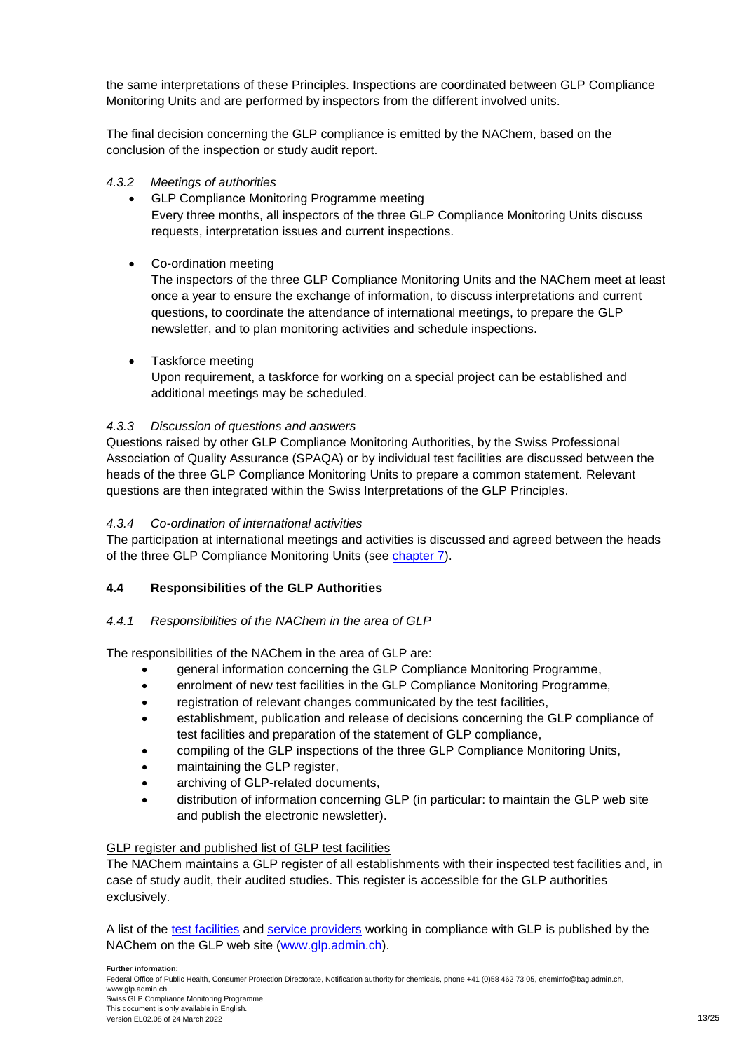the same interpretations of these Principles. Inspections are coordinated between GLP Compliance Monitoring Units and are performed by inspectors from the different involved units.

The final decision concerning the GLP compliance is emitted by the NAChem, based on the conclusion of the inspection or study audit report.

#### *4.3.2 Meetings of authorities*

- GLP Compliance Monitoring Programme meeting
  Every three months, all inspectors of the three GLP Compliance Monitoring Units discuss requests, interpretation issues and current inspections.

- Co-ordination meeting
  The inspectors of the three GLP Compliance Monitoring Units and the NAChem meet at least once a year to ensure the exchange of information, to discuss interpretations and current questions, to coordinate the attendance of international meetings, to prepare the GLP newsletter, and to plan monitoring activities and schedule inspections.

- Taskforce meeting
  Upon requirement, a taskforce for working on a special project can be established and additional meetings may be scheduled.

#### *4.3.3 Discussion of questions and answers*

Questions raised by other GLP Compliance Monitoring Authorities, by the Swiss Professional Association of Quality Assurance (SPAQA) or by individual test facilities are discussed between the heads of the three GLP Compliance Monitoring Units to prepare a common statement. Relevant questions are then integrated within the Swiss Interpretations of the GLP Principles.

#### *4.3.4 Co-ordination of international activities*

The participation at international meetings and activities is discussed and agreed between the heads of the three GLP Compliance Monitoring Units (see chapter 7).

### 4.4 Responsibilities of the GLP Authorities

#### *4.4.1 Responsibilities of the NAChem in the area of GLP*

The responsibilities of the NAChem in the area of GLP are:

- general information concerning the GLP Compliance Monitoring Programme,
- enrolment of new test facilities in the GLP Compliance Monitoring Programme,
- registration of relevant changes communicated by the test facilities,
- establishment, publication and release of decisions concerning the GLP compliance of test facilities and preparation of the statement of GLP compliance,
- compiling of the GLP inspections of the three GLP Compliance Monitoring Units,
- maintaining the GLP register,
- archiving of GLP-related documents,
- distribution of information concerning GLP (in particular: to maintain the GLP web site and publish the electronic newsletter).

<u>GLP register and published list of GLP test facilities</u>

The NAChem maintains a GLP register of all establishments with their inspected test facilities and, in case of study audit, their audited studies. This register is accessible for the GLP authorities exclusively.

A list of the test facilities and service providers working in compliance with GLP is published by the NAChem on the GLP web site (www.glp.admin.ch).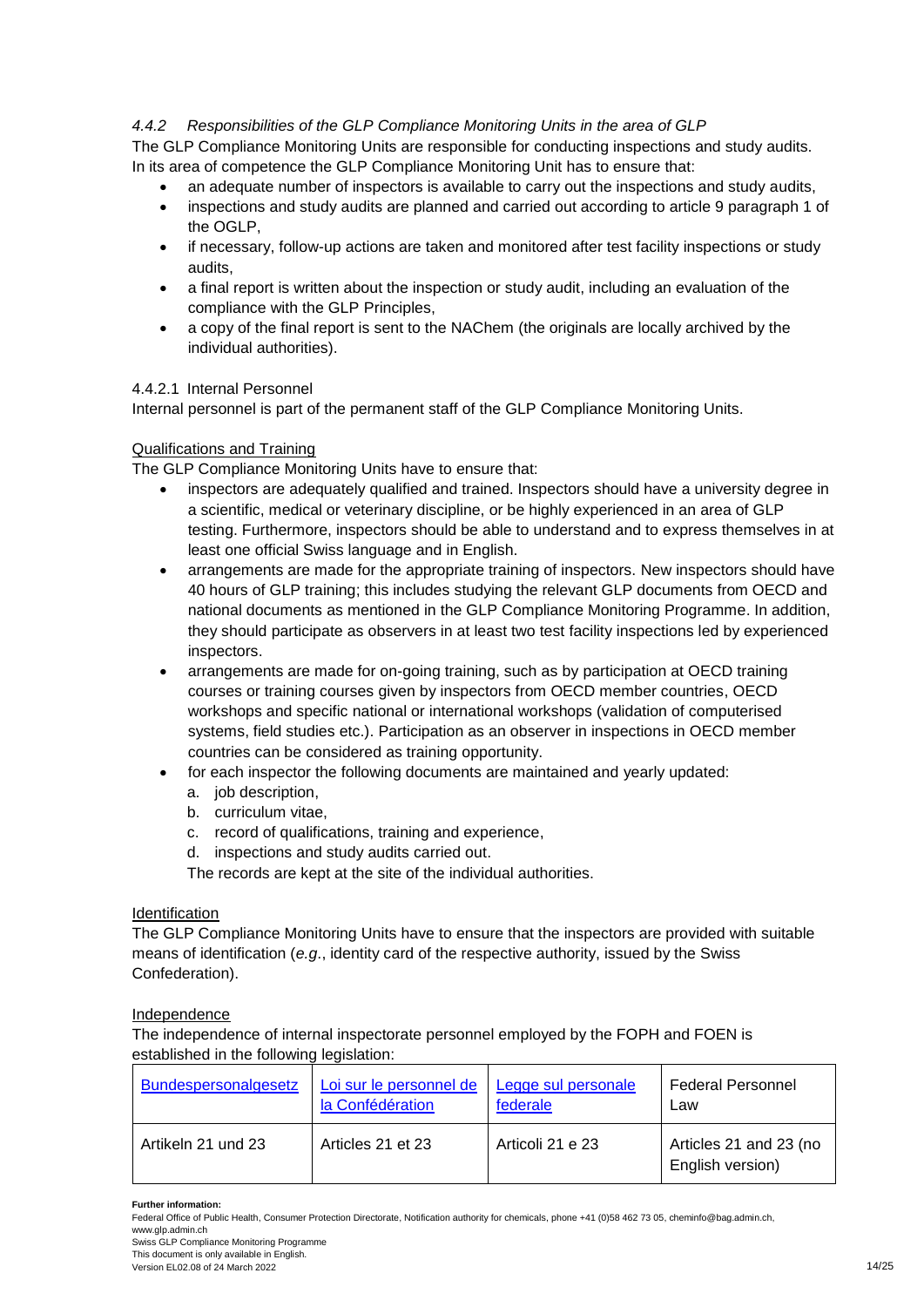#### *4.4.2 Responsibilities of the GLP Compliance Monitoring Units in the area of GLP*

The GLP Compliance Monitoring Units are responsible for conducting inspections and study audits. In its area of competence the GLP Compliance Monitoring Unit has to ensure that:

- an adequate number of inspectors is available to carry out the inspections and study audits,
- inspections and study audits are planned and carried out according to article 9 paragraph 1 of the OGLP,
- if necessary, follow-up actions are taken and monitored after test facility inspections or study audits,
- a final report is written about the inspection or study audit, including an evaluation of the compliance with the GLP Principles,
- a copy of the final report is sent to the NAChem (the originals are locally archived by the individual authorities).

##### 4.4.2.1 Internal Personnel

Internal personnel is part of the permanent staff of the GLP Compliance Monitoring Units.

Qualifications and Training

The GLP Compliance Monitoring Units have to ensure that:

- inspectors are adequately qualified and trained. Inspectors should have a university degree in a scientific, medical or veterinary discipline, or be highly experienced in an area of GLP testing. Furthermore, inspectors should be able to understand and to express themselves in at least one official Swiss language and in English.
- arrangements are made for the appropriate training of inspectors. New inspectors should have 40 hours of GLP training; this includes studying the relevant GLP documents from OECD and national documents as mentioned in the GLP Compliance Monitoring Programme. In addition, they should participate as observers in at least two test facility inspections led by experienced inspectors.
- arrangements are made for on-going training, such as by participation at OECD training courses or training courses given by inspectors from OECD member countries, OECD workshops and specific national or international workshops (validation of computerised systems, field studies etc.). Participation as an observer in inspections in OECD member countries can be considered as training opportunity.
- for each inspector the following documents are maintained and yearly updated:
    a. job description,
    b. curriculum vitae,
    c. record of qualifications, training and experience,
    d. inspections and study audits carried out.

    The records are kept at the site of the individual authorities.

Identification

The GLP Compliance Monitoring Units have to ensure that the inspectors are provided with suitable means of identification (*e.g.*, identity card of the respective authority, issued by the Swiss Confederation).

Independence

The independence of internal inspectorate personnel employed by the FOPH and FOEN is established in the following legislation:

| Bundespersonalgesetz | Loi sur le personnel de la Confédération | Legge sul personale federale | Federal Personnel Law |
|---|---|---|---|
| Artikeln 21 und 23 | Articles 21 et 23 | Articoli 21 e 23 | Articles 21 and 23 (no English version) |

**Further information:**
Federal Office of Public Health, Consumer Protection Directorate, Notification authority for chemicals, phone +41 (0)58 462 73 05, cheminfo@bag.admin.ch, www.glp.admin.ch
Swiss GLP Compliance Monitoring Programme
This document is only available in English.
Version EL02.08 of 24 March 2022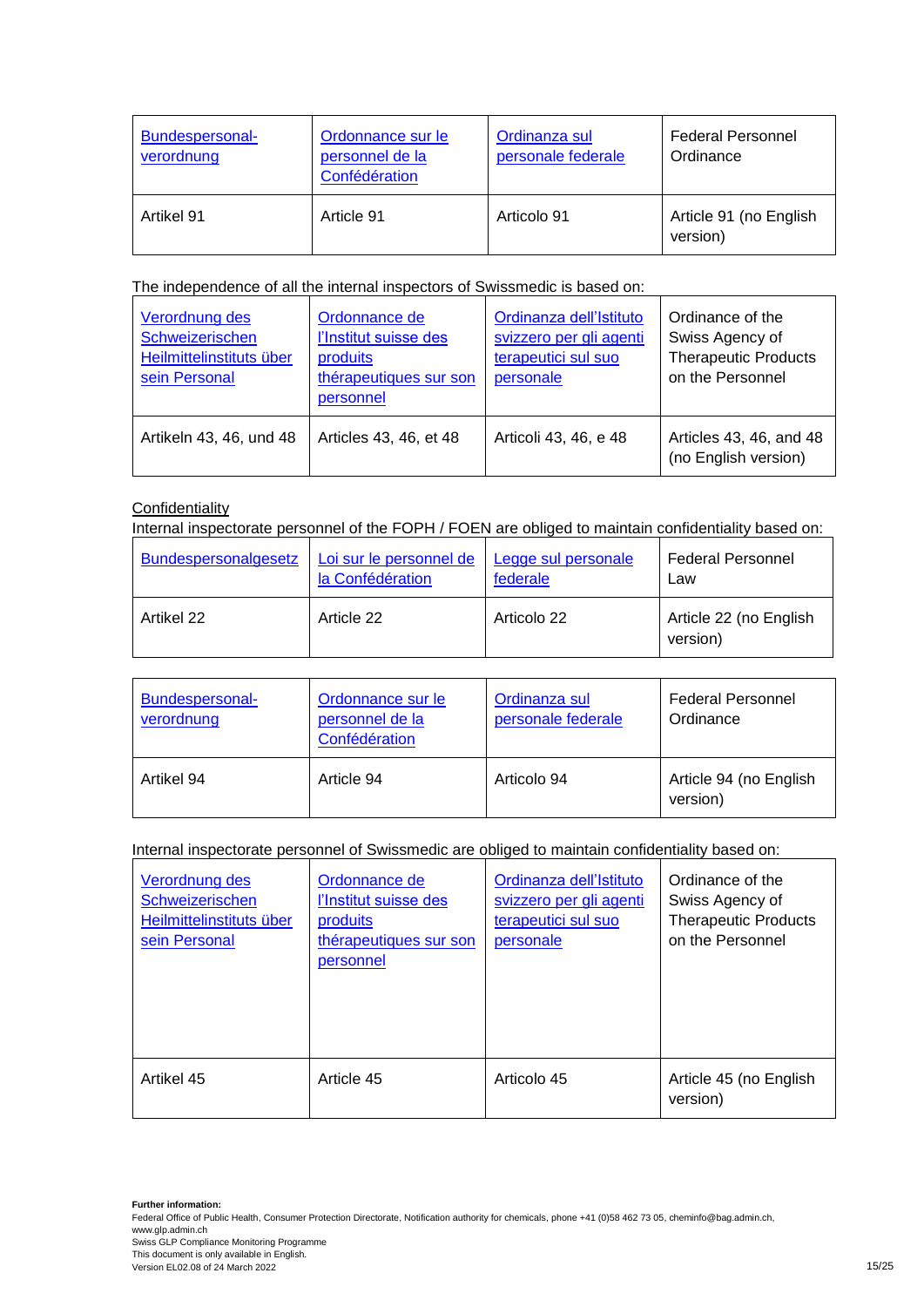| [Bundespersonal-verordnung]() | [Ordonnance sur le personnel de la Confédération]() | [Ordinanza sul personale federale]() | Federal Personnel Ordinance |
|---|---|---|---|
| Artikel 91 | Article 91 | Articolo 91 | Article 91 (no English version) |

The independence of all the internal inspectors of Swissmedic is based on:

| [Verordnung des Schweizerischen Heilmittelinstituts über sein Personal]() | [Ordonnance de l'Institut suisse des produits thérapeutiques sur son personnel]() | [Ordinanza dell'Istituto svizzero per gli agenti terapeutici sul suo personale]() | Ordinance of the Swiss Agency of Therapeutic Products on the Personnel |
|---|---|---|---|
| Artikeln 43, 46, und 48 | Articles 43, 46, et 48 | Articoli 43, 46, e 48 | Articles 43, 46, and 48 (no English version) |

Confidentiality

Internal inspectorate personnel of the FOPH / FOEN are obliged to maintain confidentiality based on:

| [Bundespersonalgesetz]() | [Loi sur le personnel de la Confédération]() | [Legge sul personale federale]() | Federal Personnel Law |
|---|---|---|---|
| Artikel 22 | Article 22 | Articolo 22 | Article 22 (no English version) |

| [Bundespersonal-verordnung]() | [Ordonnance sur le personnel de la Confédération]() | [Ordinanza sul personale federale]() | Federal Personnel Ordinance |
|---|---|---|---|
| Artikel 94 | Article 94 | Articolo 94 | Article 94 (no English version) |

Internal inspectorate personnel of Swissmedic are obliged to maintain confidentiality based on:

| [Verordnung des Schweizerischen Heilmittelinstituts über sein Personal]() | [Ordonnance de l'Institut suisse des produits thérapeutiques sur son personnel]() | [Ordinanza dell'Istituto svizzero per gli agenti terapeutici sul suo personale]() | Ordinance of the Swiss Agency of Therapeutic Products on the Personnel |
|---|---|---|---|
| Artikel 45 | Article 45 | Articolo 45 | Article 45 (no English version) |

**Further information:**
Federal Office of Public Health, Consumer Protection Directorate, Notification authority for chemicals, phone +41 (0)58 462 73 05, cheminfo@bag.admin.ch, www.glp.admin.ch
Swiss GLP Compliance Monitoring Programme
This document is only available in English.
Version EL02.08 of 24 March 2022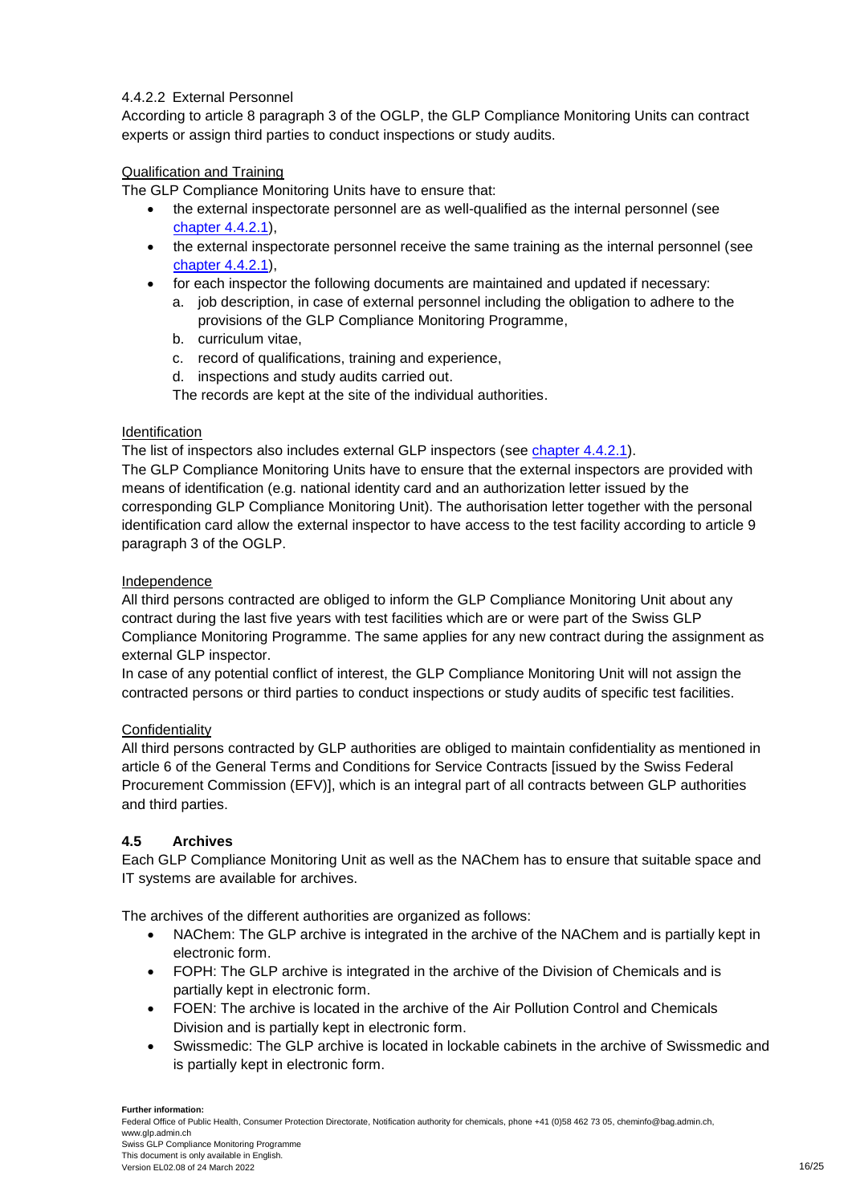#### 4.4.2.2 External Personnel

According to article 8 paragraph 3 of the OGLP, the GLP Compliance Monitoring Units can contract experts or assign third parties to conduct inspections or study audits.

Qualification and Training

The GLP Compliance Monitoring Units have to ensure that:

- the external inspectorate personnel are as well-qualified as the internal personnel (see chapter 4.4.2.1),
- the external inspectorate personnel receive the same training as the internal personnel (see chapter 4.4.2.1),
- for each inspector the following documents are maintained and updated if necessary:
  a. job description, in case of external personnel including the obligation to adhere to the provisions of the GLP Compliance Monitoring Programme,
  b. curriculum vitae,
  c. record of qualifications, training and experience,
  d. inspections and study audits carried out.

  The records are kept at the site of the individual authorities.

Identification

The list of inspectors also includes external GLP inspectors (see chapter 4.4.2.1).

The GLP Compliance Monitoring Units have to ensure that the external inspectors are provided with means of identification (e.g. national identity card and an authorization letter issued by the corresponding GLP Compliance Monitoring Unit). The authorisation letter together with the personal identification card allow the external inspector to have access to the test facility according to article 9 paragraph 3 of the OGLP.

Independence

All third persons contracted are obliged to inform the GLP Compliance Monitoring Unit about any contract during the last five years with test facilities which are or were part of the Swiss GLP Compliance Monitoring Programme. The same applies for any new contract during the assignment as external GLP inspector.

In case of any potential conflict of interest, the GLP Compliance Monitoring Unit will not assign the contracted persons or third parties to conduct inspections or study audits of specific test facilities.

Confidentiality

All third persons contracted by GLP authorities are obliged to maintain confidentiality as mentioned in article 6 of the General Terms and Conditions for Service Contracts [issued by the Swiss Federal Procurement Commission (EFV)], which is an integral part of all contracts between GLP authorities and third parties.

### 4.5 Archives

Each GLP Compliance Monitoring Unit as well as the NAChem has to ensure that suitable space and IT systems are available for archives.

The archives of the different authorities are organized as follows:

- NAChem: The GLP archive is integrated in the archive of the NAChem and is partially kept in electronic form.
- FOPH: The GLP archive is integrated in the archive of the Division of Chemicals and is partially kept in electronic form.
- FOEN: The archive is located in the archive of the Air Pollution Control and Chemicals Division and is partially kept in electronic form.
- Swissmedic: The GLP archive is located in lockable cabinets in the archive of Swissmedic and is partially kept in electronic form.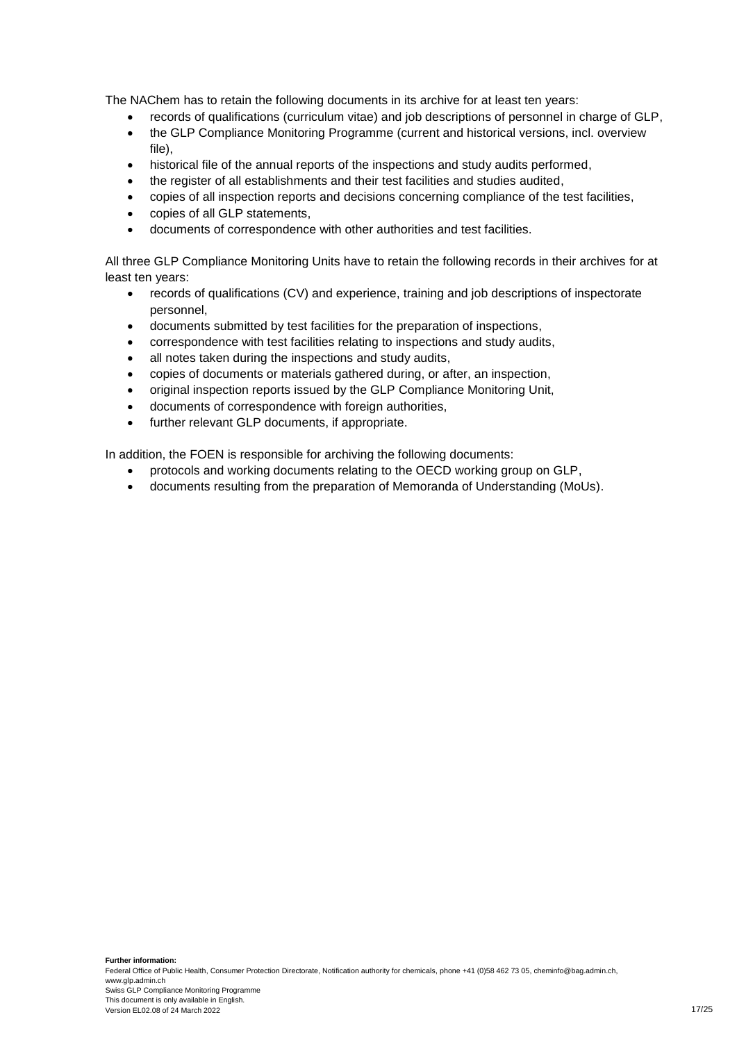The NAChem has to retain the following documents in its archive for at least ten years:

- records of qualifications (curriculum vitae) and job descriptions of personnel in charge of GLP,
- the GLP Compliance Monitoring Programme (current and historical versions, incl. overview file),
- historical file of the annual reports of the inspections and study audits performed,
- the register of all establishments and their test facilities and studies audited,
- copies of all inspection reports and decisions concerning compliance of the test facilities,
- copies of all GLP statements,
- documents of correspondence with other authorities and test facilities.

All three GLP Compliance Monitoring Units have to retain the following records in their archives for at least ten years:

- records of qualifications (CV) and experience, training and job descriptions of inspectorate personnel,
- documents submitted by test facilities for the preparation of inspections,
- correspondence with test facilities relating to inspections and study audits,
- all notes taken during the inspections and study audits,
- copies of documents or materials gathered during, or after, an inspection,
- original inspection reports issued by the GLP Compliance Monitoring Unit,
- documents of correspondence with foreign authorities,
- further relevant GLP documents, if appropriate.

In addition, the FOEN is responsible for archiving the following documents:

- protocols and working documents relating to the OECD working group on GLP,
- documents resulting from the preparation of Memoranda of Understanding (MoUs).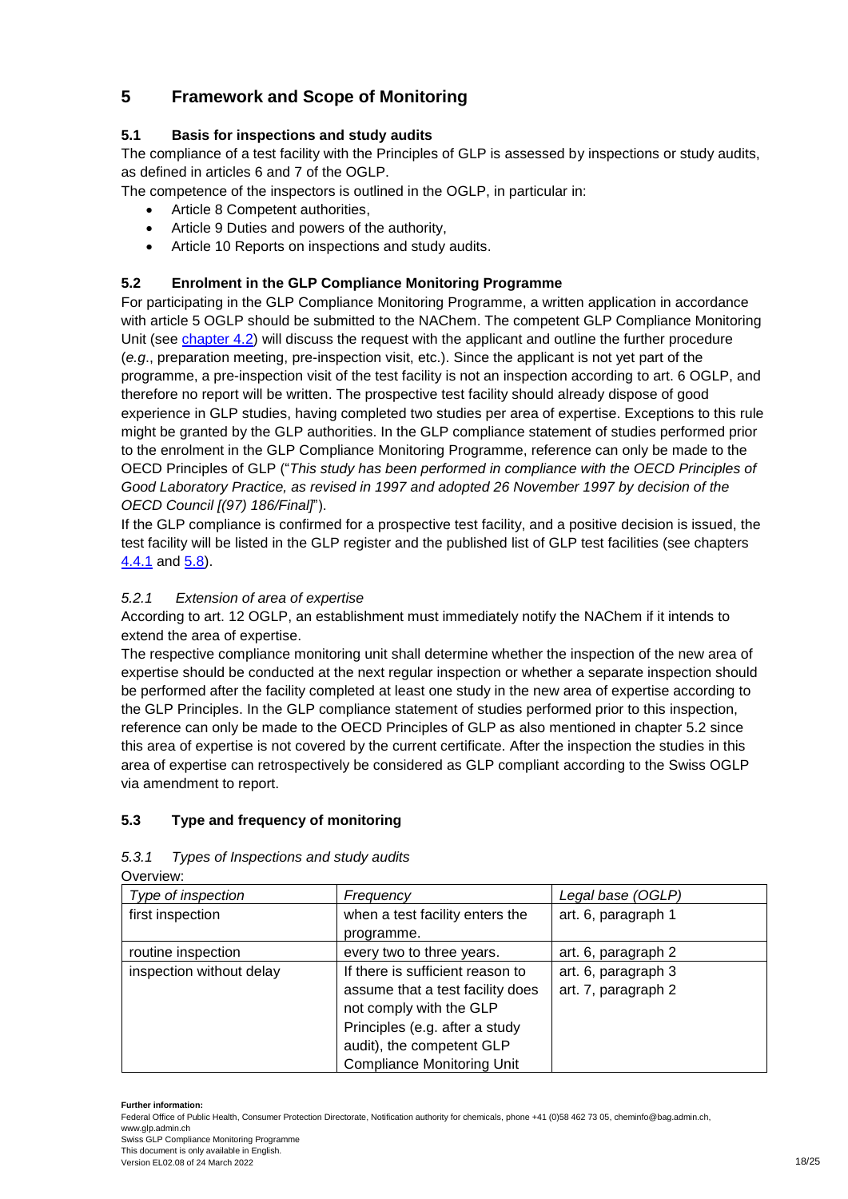# 5 Framework and Scope of Monitoring

## 5.1 Basis for inspections and study audits

The compliance of a test facility with the Principles of GLP is assessed by inspections or study audits, as defined in articles 6 and 7 of the OGLP.

The competence of the inspectors is outlined in the OGLP, in particular in:

- Article 8 Competent authorities,
- Article 9 Duties and powers of the authority,
- Article 10 Reports on inspections and study audits.

## 5.2 Enrolment in the GLP Compliance Monitoring Programme

For participating in the GLP Compliance Monitoring Programme, a written application in accordance with article 5 OGLP should be submitted to the NAChem. The competent GLP Compliance Monitoring Unit (see chapter 4.2) will discuss the request with the applicant and outline the further procedure (*e.g*., preparation meeting, pre-inspection visit, etc.). Since the applicant is not yet part of the programme, a pre-inspection visit of the test facility is not an inspection according to art. 6 OGLP, and therefore no report will be written. The prospective test facility should already dispose of good experience in GLP studies, having completed two studies per area of expertise. Exceptions to this rule might be granted by the GLP authorities. In the GLP compliance statement of studies performed prior to the enrolment in the GLP Compliance Monitoring Programme, reference can only be made to the OECD Principles of GLP ("*This study has been performed in compliance with the OECD Principles of Good Laboratory Practice, as revised in 1997 and adopted 26 November 1997 by decision of the OECD Council [(97) 186/Final]*").

If the GLP compliance is confirmed for a prospective test facility, and a positive decision is issued, the test facility will be listed in the GLP register and the published list of GLP test facilities (see chapters 4.4.1 and 5.8).

### *5.2.1 Extension of area of expertise*

According to art. 12 OGLP, an establishment must immediately notify the NAChem if it intends to extend the area of expertise.

The respective compliance monitoring unit shall determine whether the inspection of the new area of expertise should be conducted at the next regular inspection or whether a separate inspection should be performed after the facility completed at least one study in the new area of expertise according to the GLP Principles. In the GLP compliance statement of studies performed prior to this inspection, reference can only be made to the OECD Principles of GLP as also mentioned in chapter 5.2 since this area of expertise is not covered by the current certificate. After the inspection the studies in this area of expertise can retrospectively be considered as GLP compliant according to the Swiss OGLP via amendment to report.

## 5.3 Type and frequency of monitoring

### *5.3.1 Types of Inspections and study audits*

Overview:

| *Type of inspection* | *Frequency* | *Legal base (OGLP)* |
|---|---|---|
| first inspection | when a test facility enters the programme. | art. 6, paragraph 1 |
| routine inspection | every two to three years. | art. 6, paragraph 2 |
| inspection without delay | If there is sufficient reason to assume that a test facility does not comply with the GLP Principles (e.g. after a study audit), the competent GLP Compliance Monitoring Unit | art. 6, paragraph 3<br>art. 7, paragraph 2 |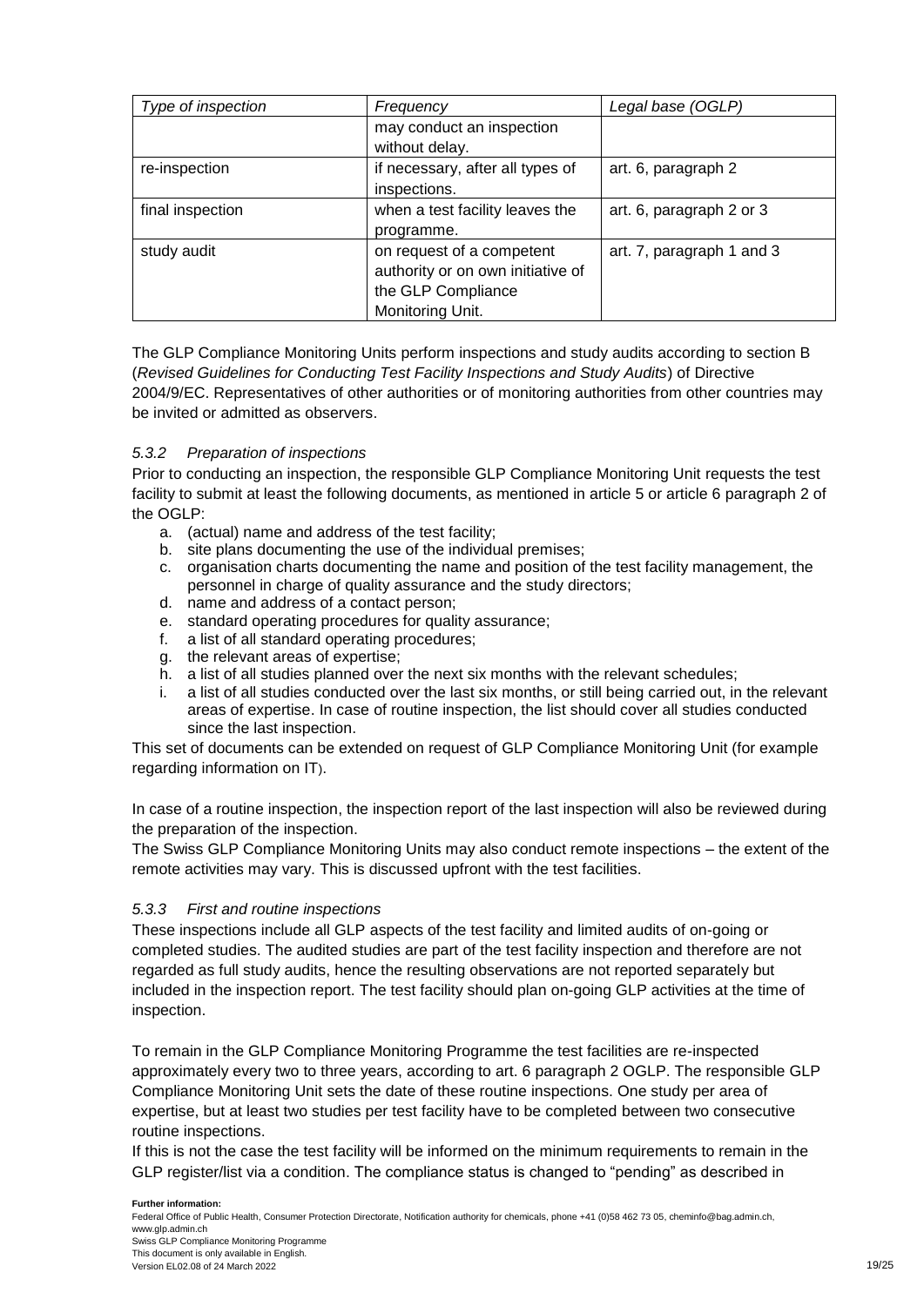| Type of inspection | Frequency | Legal base (OGLP) |
|---|---|---|
| | may conduct an inspection without delay. | |
| re-inspection | if necessary, after all types of inspections. | art. 6, paragraph 2 |
| final inspection | when a test facility leaves the programme. | art. 6, paragraph 2 or 3 |
| study audit | on request of a competent authority or on own initiative of the GLP Compliance Monitoring Unit. | art. 7, paragraph 1 and 3 |

The GLP Compliance Monitoring Units perform inspections and study audits according to section B (*Revised Guidelines for Conducting Test Facility Inspections and Study Audits*) of Directive 2004/9/EC. Representatives of other authorities or of monitoring authorities from other countries may be invited or admitted as observers.

### *5.3.2 Preparation of inspections*

Prior to conducting an inspection, the responsible GLP Compliance Monitoring Unit requests the test facility to submit at least the following documents, as mentioned in article 5 or article 6 paragraph 2 of the OGLP:

a. (actual) name and address of the test facility;
b. site plans documenting the use of the individual premises;
c. organisation charts documenting the name and position of the test facility management, the personnel in charge of quality assurance and the study directors;
d. name and address of a contact person;
e. standard operating procedures for quality assurance;
f. a list of all standard operating procedures;
g. the relevant areas of expertise;
h. a list of all studies planned over the next six months with the relevant schedules;
i. a list of all studies conducted over the last six months, or still being carried out, in the relevant areas of expertise. In case of routine inspection, the list should cover all studies conducted since the last inspection.

This set of documents can be extended on request of GLP Compliance Monitoring Unit (for example regarding information on IT).

In case of a routine inspection, the inspection report of the last inspection will also be reviewed during the preparation of the inspection.

The Swiss GLP Compliance Monitoring Units may also conduct remote inspections – the extent of the remote activities may vary. This is discussed upfront with the test facilities.

### *5.3.3 First and routine inspections*

These inspections include all GLP aspects of the test facility and limited audits of on-going or completed studies. The audited studies are part of the test facility inspection and therefore are not regarded as full study audits, hence the resulting observations are not reported separately but included in the inspection report. The test facility should plan on-going GLP activities at the time of inspection.

To remain in the GLP Compliance Monitoring Programme the test facilities are re-inspected approximately every two to three years, according to art. 6 paragraph 2 OGLP. The responsible GLP Compliance Monitoring Unit sets the date of these routine inspections. One study per area of expertise, but at least two studies per test facility have to be completed between two consecutive routine inspections.

If this is not the case the test facility will be informed on the minimum requirements to remain in the GLP register/list via a condition. The compliance status is changed to "pending" as described in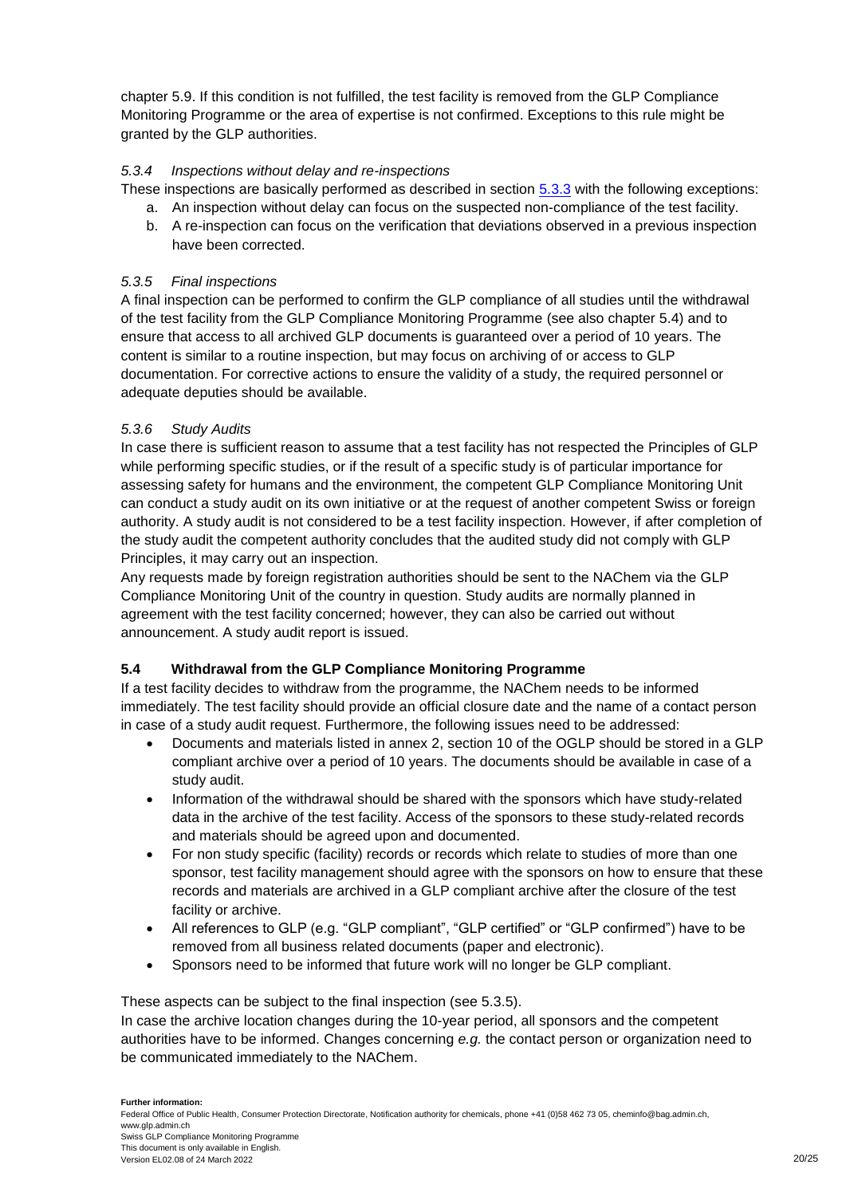chapter 5.9. If this condition is not fulfilled, the test facility is removed from the GLP Compliance Monitoring Programme or the area of expertise is not confirmed. Exceptions to this rule might be granted by the GLP authorities.

#### *5.3.4 Inspections without delay and re-inspections*

These inspections are basically performed as described in section 5.3.3 with the following exceptions:

a. An inspection without delay can focus on the suspected non-compliance of the test facility.
b. A re-inspection can focus on the verification that deviations observed in a previous inspection have been corrected.

#### *5.3.5 Final inspections*

A final inspection can be performed to confirm the GLP compliance of all studies until the withdrawal of the test facility from the GLP Compliance Monitoring Programme (see also chapter 5.4) and to ensure that access to all archived GLP documents is guaranteed over a period of 10 years. The content is similar to a routine inspection, but may focus on archiving of or access to GLP documentation. For corrective actions to ensure the validity of a study, the required personnel or adequate deputies should be available.

#### *5.3.6 Study Audits*

In case there is sufficient reason to assume that a test facility has not respected the Principles of GLP while performing specific studies, or if the result of a specific study is of particular importance for assessing safety for humans and the environment, the competent GLP Compliance Monitoring Unit can conduct a study audit on its own initiative or at the request of another competent Swiss or foreign authority. A study audit is not considered to be a test facility inspection. However, if after completion of the study audit the competent authority concludes that the audited study did not comply with GLP Principles, it may carry out an inspection.

Any requests made by foreign registration authorities should be sent to the NAChem via the GLP Compliance Monitoring Unit of the country in question. Study audits are normally planned in agreement with the test facility concerned; however, they can also be carried out without announcement. A study audit report is issued.

### **5.4 Withdrawal from the GLP Compliance Monitoring Programme**

If a test facility decides to withdraw from the programme, the NAChem needs to be informed immediately. The test facility should provide an official closure date and the name of a contact person in case of a study audit request. Furthermore, the following issues need to be addressed:

- Documents and materials listed in annex 2, section 10 of the OGLP should be stored in a GLP compliant archive over a period of 10 years. The documents should be available in case of a study audit.
- Information of the withdrawal should be shared with the sponsors which have study-related data in the archive of the test facility. Access of the sponsors to these study-related records and materials should be agreed upon and documented.
- For non study specific (facility) records or records which relate to studies of more than one sponsor, test facility management should agree with the sponsors on how to ensure that these records and materials are archived in a GLP compliant archive after the closure of the test facility or archive.
- All references to GLP (e.g. "GLP compliant", "GLP certified" or "GLP confirmed") have to be removed from all business related documents (paper and electronic).
- Sponsors need to be informed that future work will no longer be GLP compliant.

These aspects can be subject to the final inspection (see 5.3.5).

In case the archive location changes during the 10-year period, all sponsors and the competent authorities have to be informed. Changes concerning *e.g.* the contact person or organization need to be communicated immediately to the NAChem.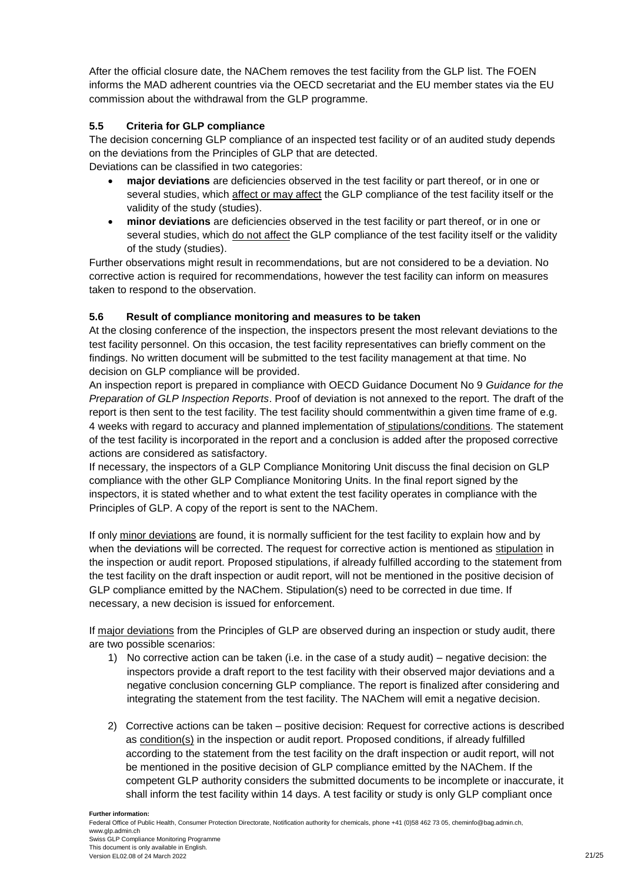After the official closure date, the NAChem removes the test facility from the GLP list. The FOEN informs the MAD adherent countries via the OECD secretariat and the EU member states via the EU commission about the withdrawal from the GLP programme.

### 5.5 Criteria for GLP compliance

The decision concerning GLP compliance of an inspected test facility or of an audited study depends on the deviations from the Principles of GLP that are detected.

Deviations can be classified in two categories:

- **major deviations** are deficiencies observed in the test facility or part thereof, or in one or several studies, which affect or may affect the GLP compliance of the test facility itself or the validity of the study (studies).
- **minor deviations** are deficiencies observed in the test facility or part thereof, or in one or several studies, which do not affect the GLP compliance of the test facility itself or the validity of the study (studies).

Further observations might result in recommendations, but are not considered to be a deviation. No corrective action is required for recommendations, however the test facility can inform on measures taken to respond to the observation.

### 5.6 Result of compliance monitoring and measures to be taken

At the closing conference of the inspection, the inspectors present the most relevant deviations to the test facility personnel. On this occasion, the test facility representatives can briefly comment on the findings. No written document will be submitted to the test facility management at that time. No decision on GLP compliance will be provided.

An inspection report is prepared in compliance with OECD Guidance Document No 9 *Guidance for the Preparation of GLP Inspection Reports*. Proof of deviation is not annexed to the report. The draft of the report is then sent to the test facility. The test facility should commentwithin a given time frame of e.g. 4 weeks with regard to accuracy and planned implementation of stipulations/conditions. The statement of the test facility is incorporated in the report and a conclusion is added after the proposed corrective actions are considered as satisfactory.

If necessary, the inspectors of a GLP Compliance Monitoring Unit discuss the final decision on GLP compliance with the other GLP Compliance Monitoring Units. In the final report signed by the inspectors, it is stated whether and to what extent the test facility operates in compliance with the Principles of GLP. A copy of the report is sent to the NAChem.

If only minor deviations are found, it is normally sufficient for the test facility to explain how and by when the deviations will be corrected. The request for corrective action is mentioned as stipulation in the inspection or audit report. Proposed stipulations, if already fulfilled according to the statement from the test facility on the draft inspection or audit report, will not be mentioned in the positive decision of GLP compliance emitted by the NAChem. Stipulation(s) need to be corrected in due time. If necessary, a new decision is issued for enforcement.

If major deviations from the Principles of GLP are observed during an inspection or study audit, there are two possible scenarios:

1) No corrective action can be taken (i.e. in the case of a study audit) – negative decision: the inspectors provide a draft report to the test facility with their observed major deviations and a negative conclusion concerning GLP compliance. The report is finalized after considering and integrating the statement from the test facility. The NAChem will emit a negative decision.

2) Corrective actions can be taken – positive decision: Request for corrective actions is described as condition(s) in the inspection or audit report. Proposed conditions, if already fulfilled according to the statement from the test facility on the draft inspection or audit report, will not be mentioned in the positive decision of GLP compliance emitted by the NAChem. If the competent GLP authority considers the submitted documents to be incomplete or inaccurate, it shall inform the test facility within 14 days. A test facility or study is only GLP compliant once

**Further information:**
Federal Office of Public Health, Consumer Protection Directorate, Notification authority for chemicals, phone +41 (0)58 462 73 05, cheminfo@bag.admin.ch, www.glp.admin.ch
Swiss GLP Compliance Monitoring Programme
This document is only available in English.
Version EL02.08 of 24 March 2022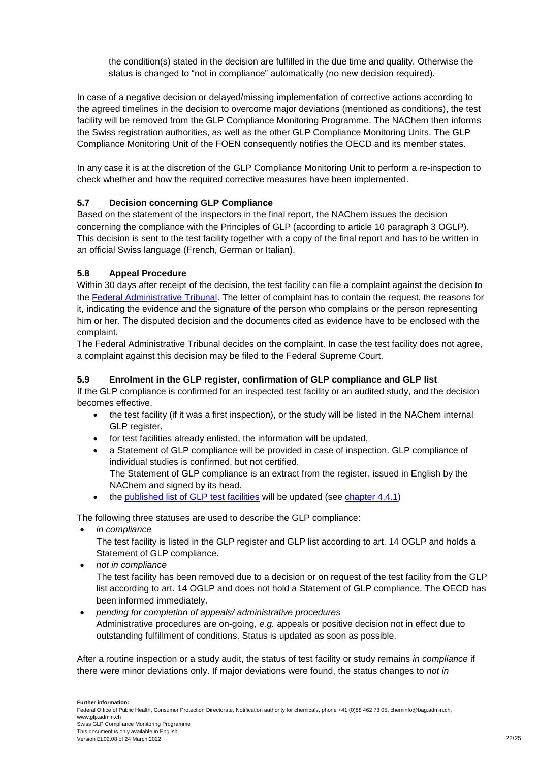the condition(s) stated in the decision are fulfilled in the due time and quality. Otherwise the status is changed to "not in compliance" automatically (no new decision required).

In case of a negative decision or delayed/missing implementation of corrective actions according to the agreed timelines in the decision to overcome major deviations (mentioned as conditions), the test facility will be removed from the GLP Compliance Monitoring Programme. The NAChem then informs the Swiss registration authorities, as well as the other GLP Compliance Monitoring Units. The GLP Compliance Monitoring Unit of the FOEN consequently notifies the OECD and its member states.

In any case it is at the discretion of the GLP Compliance Monitoring Unit to perform a re-inspection to check whether and how the required corrective measures have been implemented.

### 5.7 Decision concerning GLP Compliance

Based on the statement of the inspectors in the final report, the NAChem issues the decision concerning the compliance with the Principles of GLP (according to article 10 paragraph 3 OGLP). This decision is sent to the test facility together with a copy of the final report and has to be written in an official Swiss language (French, German or Italian).

### 5.8 Appeal Procedure

Within 30 days after receipt of the decision, the test facility can file a complaint against the decision to the Federal Administrative Tribunal. The letter of complaint has to contain the request, the reasons for it, indicating the evidence and the signature of the person who complains or the person representing him or her. The disputed decision and the documents cited as evidence have to be enclosed with the complaint.

The Federal Administrative Tribunal decides on the complaint. In case the test facility does not agree, a complaint against this decision may be filed to the Federal Supreme Court.

### 5.9 Enrolment in the GLP register, confirmation of GLP compliance and GLP list

If the GLP compliance is confirmed for an inspected test facility or an audited study, and the decision becomes effective,

- the test facility (if it was a first inspection), or the study will be listed in the NAChem internal GLP register,
- for test facilities already enlisted, the information will be updated,
- a Statement of GLP compliance will be provided in case of inspection. GLP compliance of individual studies is confirmed, but not certified.
  The Statement of GLP compliance is an extract from the register, issued in English by the NAChem and signed by its head.
- the published list of GLP test facilities will be updated (see chapter 4.4.1)

The following three statuses are used to describe the GLP compliance:

- *in compliance*
  The test facility is listed in the GLP register and GLP list according to art. 14 OGLP and holds a Statement of GLP compliance.
- *not in compliance*
  The test facility has been removed due to a decision or on request of the test facility from the GLP list according to art. 14 OGLP and does not hold a Statement of GLP compliance. The OECD has been informed immediately.
- *pending for completion of appeals/ administrative procedures*
  Administrative procedures are on-going, *e.g.* appeals or positive decision not in effect due to outstanding fulfillment of conditions. Status is updated as soon as possible.

After a routine inspection or a study audit, the status of test facility or study remains *in compliance* if there were minor deviations only. If major deviations were found, the status changes to *not in*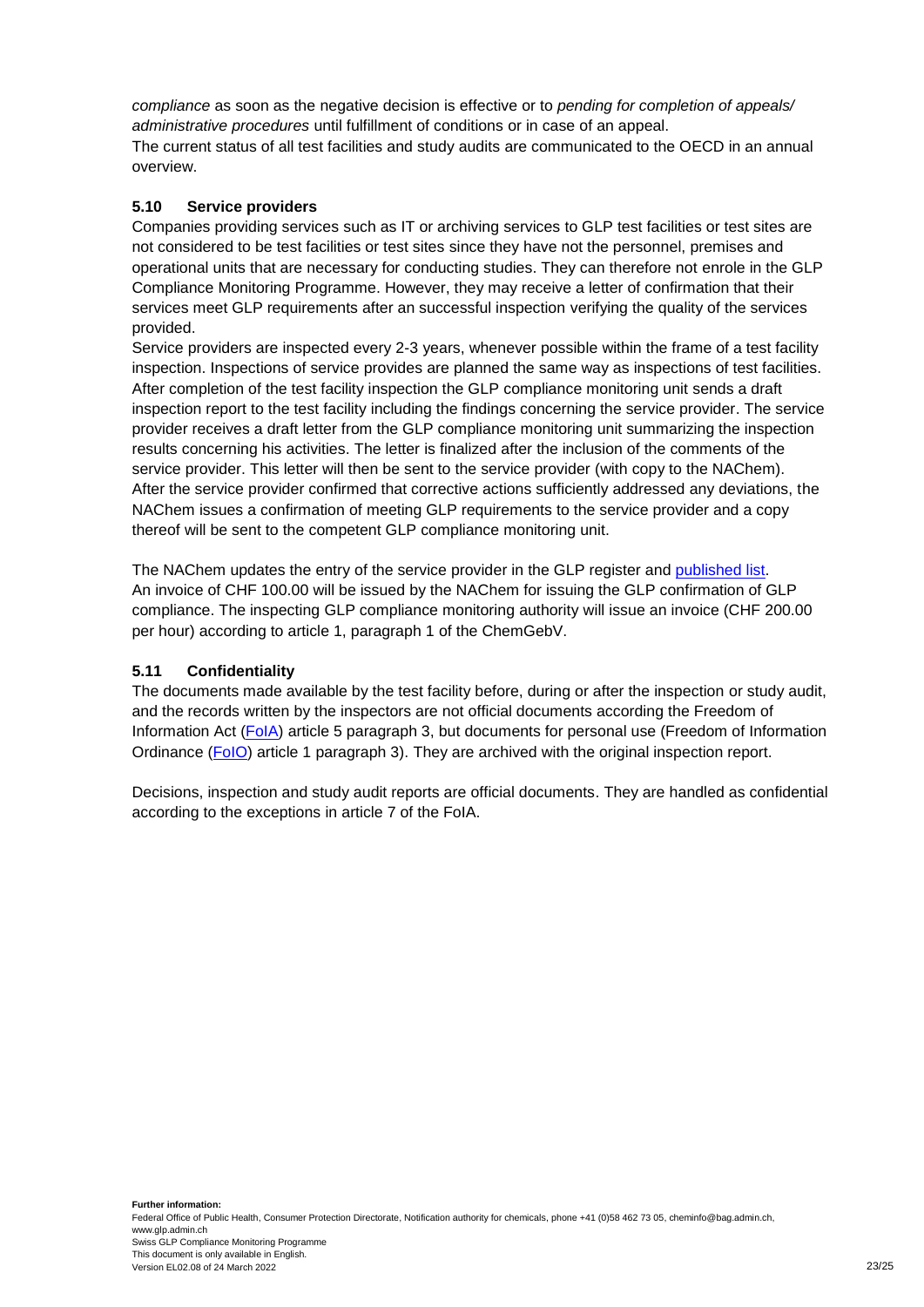*compliance* as soon as the negative decision is effective or to *pending for completion of appeals/ administrative procedures* until fulfillment of conditions or in case of an appeal.
The current status of all test facilities and study audits are communicated to the OECD in an annual overview.

### 5.10 Service providers

Companies providing services such as IT or archiving services to GLP test facilities or test sites are not considered to be test facilities or test sites since they have not the personnel, premises and operational units that are necessary for conducting studies. They can therefore not enrole in the GLP Compliance Monitoring Programme. However, they may receive a letter of confirmation that their services meet GLP requirements after an successful inspection verifying the quality of the services provided.
Service providers are inspected every 2-3 years, whenever possible within the frame of a test facility inspection. Inspections of service provides are planned the same way as inspections of test facilities. After completion of the test facility inspection the GLP compliance monitoring unit sends a draft inspection report to the test facility including the findings concerning the service provider. The service provider receives a draft letter from the GLP compliance monitoring unit summarizing the inspection results concerning his activities. The letter is finalized after the inclusion of the comments of the service provider. This letter will then be sent to the service provider (with copy to the NAChem). After the service provider confirmed that corrective actions sufficiently addressed any deviations, the NAChem issues a confirmation of meeting GLP requirements to the service provider and a copy thereof will be sent to the competent GLP compliance monitoring unit.

The NAChem updates the entry of the service provider in the GLP register and published list. An invoice of CHF 100.00 will be issued by the NAChem for issuing the GLP confirmation of GLP compliance. The inspecting GLP compliance monitoring authority will issue an invoice (CHF 200.00 per hour) according to article 1, paragraph 1 of the ChemGebV.

### 5.11 Confidentiality

The documents made available by the test facility before, during or after the inspection or study audit, and the records written by the inspectors are not official documents according the Freedom of Information Act (FoIA) article 5 paragraph 3, but documents for personal use (Freedom of Information Ordinance (FoIO) article 1 paragraph 3). They are archived with the original inspection report.

Decisions, inspection and study audit reports are official documents. They are handled as confidential according to the exceptions in article 7 of the FoIA.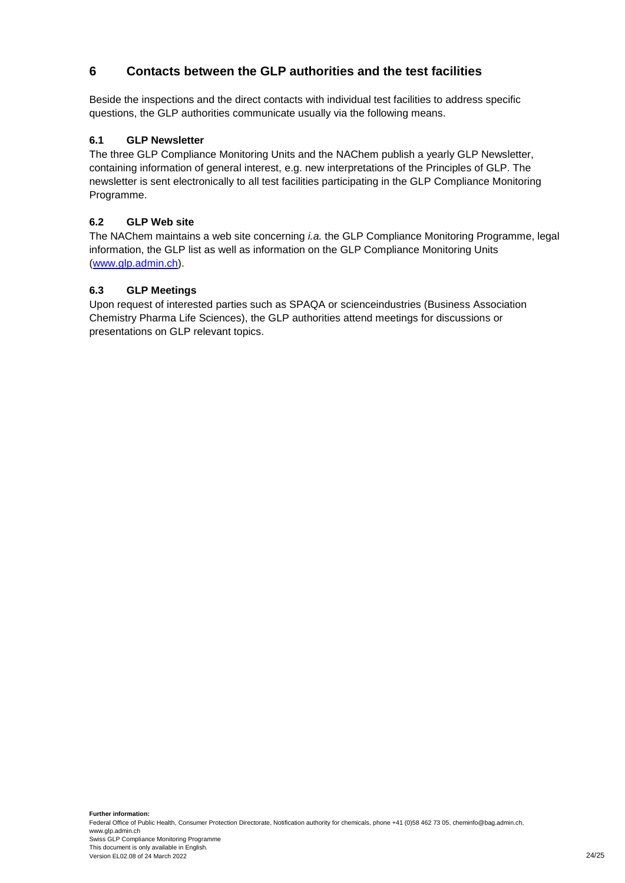## 6 Contacts between the GLP authorities and the test facilities

Beside the inspections and the direct contacts with individual test facilities to address specific questions, the GLP authorities communicate usually via the following means.

### 6.1 GLP Newsletter

The three GLP Compliance Monitoring Units and the NAChem publish a yearly GLP Newsletter, containing information of general interest, e.g. new interpretations of the Principles of GLP. The newsletter is sent electronically to all test facilities participating in the GLP Compliance Monitoring Programme.

### 6.2 GLP Web site

The NAChem maintains a web site concerning *i.a.* the GLP Compliance Monitoring Programme, legal information, the GLP list as well as information on the GLP Compliance Monitoring Units ([www.glp.admin.ch](http://www.glp.admin.ch)).

### 6.3 GLP Meetings

Upon request of interested parties such as SPAQA or scienceindustries (Business Association Chemistry Pharma Life Sciences), the GLP authorities attend meetings for discussions or presentations on GLP relevant topics.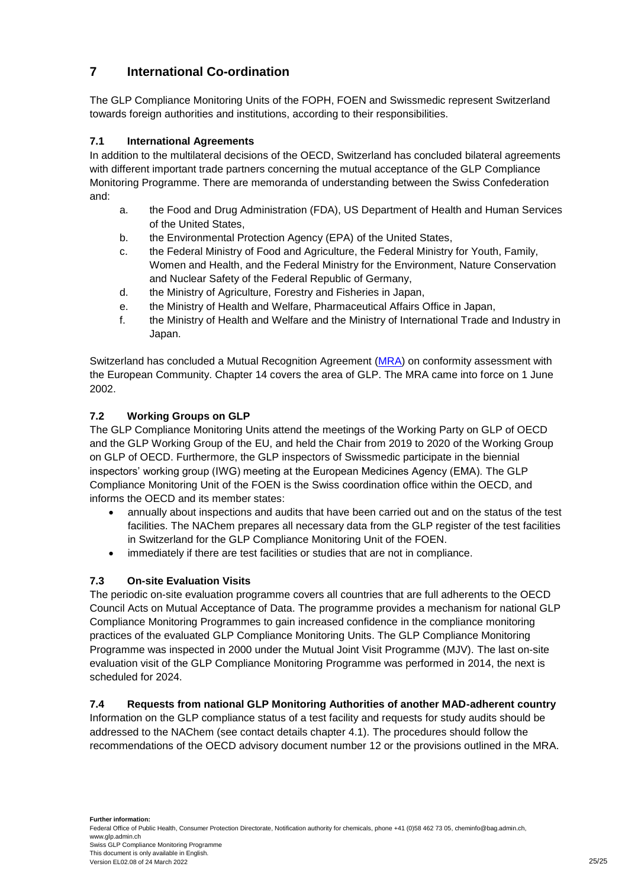# 7 International Co-ordination

The GLP Compliance Monitoring Units of the FOPH, FOEN and Swissmedic represent Switzerland towards foreign authorities and institutions, according to their responsibilities.

## 7.1 International Agreements

In addition to the multilateral decisions of the OECD, Switzerland has concluded bilateral agreements with different important trade partners concerning the mutual acceptance of the GLP Compliance Monitoring Programme. There are memoranda of understanding between the Swiss Confederation and:

a. the Food and Drug Administration (FDA), US Department of Health and Human Services of the United States,

b. the Environmental Protection Agency (EPA) of the United States,

c. the Federal Ministry of Food and Agriculture, the Federal Ministry for Youth, Family, Women and Health, and the Federal Ministry for the Environment, Nature Conservation and Nuclear Safety of the Federal Republic of Germany,

d. the Ministry of Agriculture, Forestry and Fisheries in Japan,

e. the Ministry of Health and Welfare, Pharmaceutical Affairs Office in Japan,

f. the Ministry of Health and Welfare and the Ministry of International Trade and Industry in Japan.

Switzerland has concluded a Mutual Recognition Agreement (MRA) on conformity assessment with the European Community. Chapter 14 covers the area of GLP. The MRA came into force on 1 June 2002.

## 7.2 Working Groups on GLP

The GLP Compliance Monitoring Units attend the meetings of the Working Party on GLP of OECD and the GLP Working Group of the EU, and held the Chair from 2019 to 2020 of the Working Group on GLP of OECD. Furthermore, the GLP inspectors of Swissmedic participate in the biennial inspectors' working group (IWG) meeting at the European Medicines Agency (EMA). The GLP Compliance Monitoring Unit of the FOEN is the Swiss coordination office within the OECD, and informs the OECD and its member states:

- annually about inspections and audits that have been carried out and on the status of the test facilities. The NAChem prepares all necessary data from the GLP register of the test facilities in Switzerland for the GLP Compliance Monitoring Unit of the FOEN.
- immediately if there are test facilities or studies that are not in compliance.

## 7.3 On-site Evaluation Visits

The periodic on-site evaluation programme covers all countries that are full adherents to the OECD Council Acts on Mutual Acceptance of Data. The programme provides a mechanism for national GLP Compliance Monitoring Programmes to gain increased confidence in the compliance monitoring practices of the evaluated GLP Compliance Monitoring Units. The GLP Compliance Monitoring Programme was inspected in 2000 under the Mutual Joint Visit Programme (MJV). The last on-site evaluation visit of the GLP Compliance Monitoring Programme was performed in 2014, the next is scheduled for 2024.

## 7.4 Requests from national GLP Monitoring Authorities of another MAD-adherent country

Information on the GLP compliance status of a test facility and requests for study audits should be addressed to the NAChem (see contact details chapter 4.1). The procedures should follow the recommendations of the OECD advisory document number 12 or the provisions outlined in the MRA.